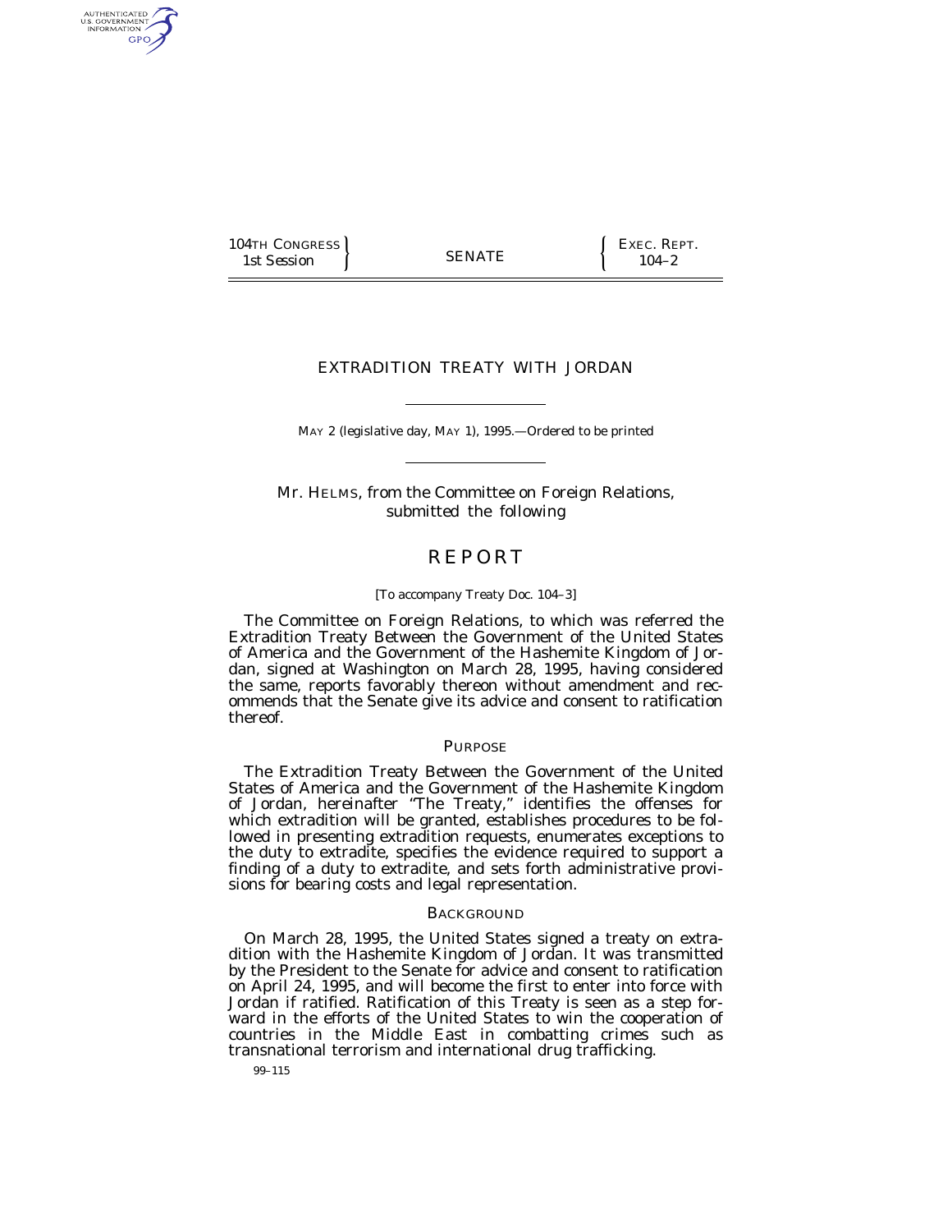104TH CONGRESS
1st Session

SENATE

EXEC. REPT.
104–2

# EXTRADITION TRADITION TREATY WITH JORDAN

MAY 2 (legislative day, MAY 1), 1995.—Ordered to be printed

Mr. HELMS, from the Committee on Foreign Relations, submitted the following

# REPORT

[To accompany Treaty Doc. 104–3]

The Committee on Foreign Relations, to which was referred the Extradition Treaty Between the Government of the United States of America and the Government of the Hashemite Kingdom of Jordan, signed at Washington on March 28, 1995, having considered the same, reports favorably thereon without amendment and recommends that the Senate give its advice and consent to ratification thereof.

## PURPOSE

The Extradition Treaty Between the Government of the United States of America and the Government of the Hashemite Kingdom of Jordan, hereinafter "The Treaty," identifies the offenses for which extradition will be granted, establishes procedures to be followed in presenting extradition requests, enumerates exceptions to the duty to extradite, specifies the evidence required to support a finding of a duty to extradite, and sets forth administrative provisions for bearing costs and legal representation.

## BACKGROUND

On March 28, 1995, the United States signed a treaty on extradition with the Hashemite Kingdom of Jordan. It was transmitted by the President to the Senate for advice and consent to ratification on April 24, 1995, and will become the first to enter into force with Jordan if ratified. Ratification of this Treaty is seen as a step forward in the efforts of the United States to win the cooperation of countries in the Middle East in combatting crimes such as transnational terrorism and international drug trafficking.

99–115

104TH CONGRESS
1st Session

SENATE

EXEC. REPT.
104–2

# EXTRADITION TREATY WITH JORDAN

MAY 2 (legislative day, MAY 1), 1995.—Ordered to be printed

Mr. HELMS, from the Committee on Foreign Relations, submitted the following

# REPORT

[To accompany Treaty Doc. 104–3]

The Committee on Foreign Relations, to which was referred the Extradition Treaty Between the Government of the United States of America and the Government of the Hashemite Kingdom of Jordan, signed at Washington on March 28, 1995, having considered the same, reports favorably thereon without amendment and recommends that the Senate give its advice and consent to ratification thereof.

## PURPOSE

The Extradition Treaty Between the Government of the United States of America and the Government of the Hashemite Kingdom of Jordan, hereinafter "The Treaty," identifies the offenses for which extradition will be granted, establishes procedures to be followed in presenting extradition requests, enumerates exceptions to the duty to extradite, specifies the evidence required to support a finding of a duty to extradite, and sets forth administrative provisions for bearing costs and legal representation.

## BACKGROUND

On March 28, 1995, the United States signed a treaty on extradition with the Hashemite Kingdom of Jordan. It was transmitted by the President to the Senate for advice and consent to ratification on April 24, 1995, and will become the first to enter into force with Jordan if ratified. Ratification of this Treaty is seen as a step forward in the efforts of the United States to win the cooperation of countries in the Middle East in combatting crimes such as transnational terrorism and international drug trafficking.

99–115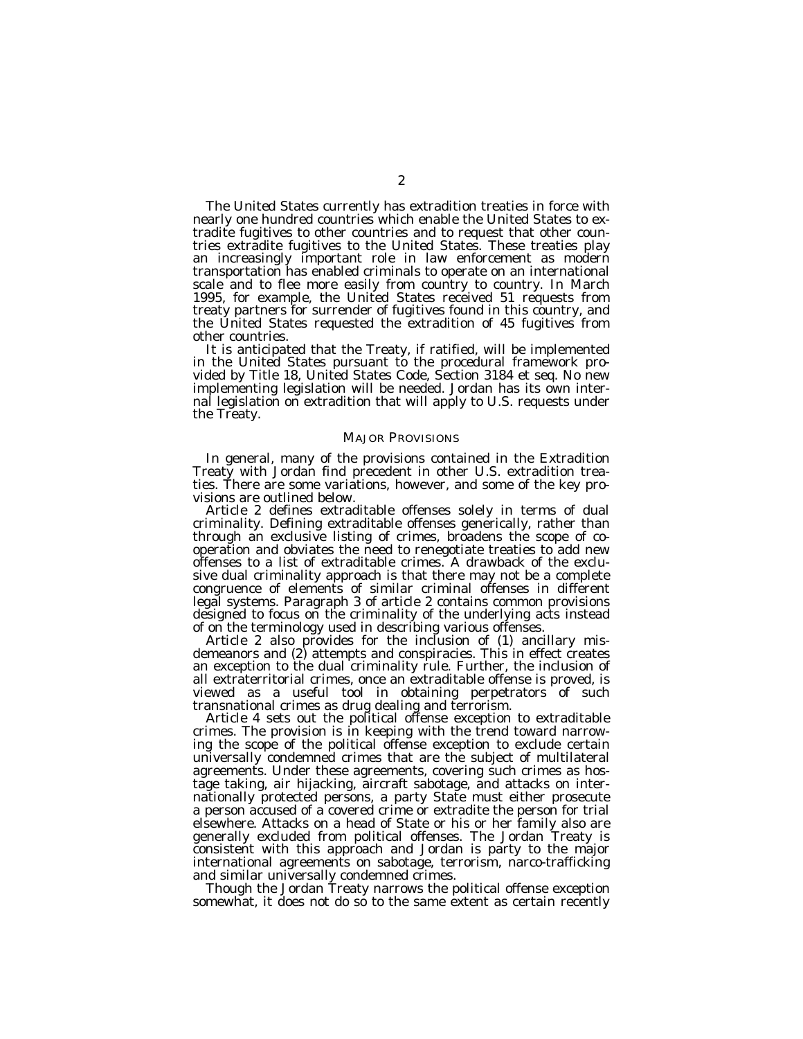The United States currently has extradition treaties in force with nearly one hundred countries which enable the United States to extradite fugitives to other countries and to request that other countries extradite fugitives to the United States. These treaties play an increasingly important role in law enforcement as modern transportation has enabled criminals to operate on an international scale and to flee more easily from country to country. In March 1995, for example, the United States received 51 requests from treaty partners for surrender of fugitives found in this country, and the United States requested the extradition of 45 fugitives from other countries.

It is anticipated that the Treaty, if ratified, will be implemented in the United States pursuant to the procedural framework provided by Title 18, United States Code, Section 3184 et seq. No new implementing legislation will be needed. Jordan has its own internal legislation on extradition that will apply to U.S. requests under the Treaty.

## MAJOR PROVISIONS

In general, many of the provisions contained in the Extradition Treaty with Jordan find precedent in other U.S. extradition treaties. There are some variations, however, and some of the key provisions are outlined below.

Article 2 defines extraditable offenses solely in terms of dual criminality. Defining extraditable offenses generically, rather than through an exclusive listing of crimes, broadens the scope of cooperation and obviates the need to renegotiate treaties to add new offenses to a list of extraditable crimes. A drawback of the exclusive dual criminality approach is that there may not be a complete congruence of elements of similar criminal offenses in different legal systems. Paragraph 3 of article 2 contains common provisions designed to focus on the criminality of the underlying acts instead of on the terminology used in describing various offenses.

Article 2 also provides for the inclusion of (1) ancillary misdemeanors and (2) attempts and conspiracies. This in effect creates an exception to the dual criminality rule. Further, the inclusion of all extraterritorial crimes, once an extraditable offense is proved, is viewed as a useful tool in obtaining perpetrators of such transnational crimes as drug dealing and terrorism.

Article 4 sets out the political offense exception to extraditable crimes. The provision is in keeping with the trend toward narrowing the scope of the political offense exception to exclude certain universally condemned crimes that are the subject of multilateral agreements. Under these agreements, covering such crimes as hostage taking, air hijacking, aircraft sabotage, and attacks on internationally protected persons, a party State must either prosecute a person accused of a covered crime or extradite the person for trial elsewhere. Attacks on a head of State or his or her family also are generally excluded from political offenses. The Jordan Treaty is consistent with this approach and Jordan is party to the major international agreements on sabotage, terrorism, narco-trafficking and similar universally condemned crimes.

Though the Jordan Treaty narrows the political offense exception somewhat, it does not do so to the same extent as certain recently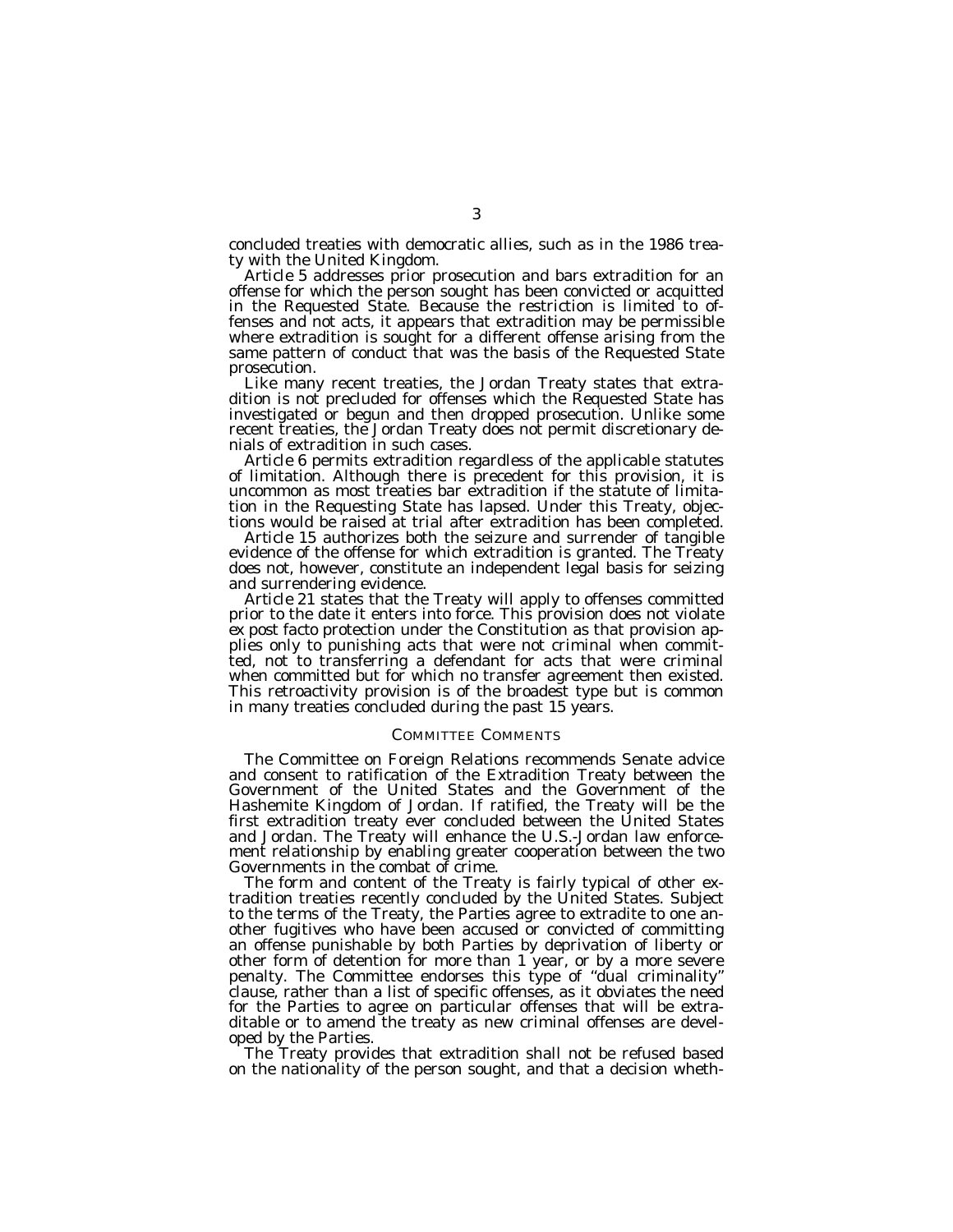concluded treaties with democratic allies, such as in the 1986 treaty with the United Kingdom.

Article 5 addresses prior prosecution and bars extradition for an offense for which the person sought has been convicted or acquitted in the Requested State. Because the restriction is limited to offenses and not acts, it appears that extradition may be permissible where extradition is sought for a different offense arising from the same pattern of conduct that was the basis of the Requested State prosecution.

Like many recent treaties, the Jordan Treaty states that extradition is not precluded for offenses which the Requested State has investigated or begun and then dropped prosecution. Unlike some recent treaties, the Jordan Treaty does not permit discretionary denials of extradition in such cases.

Article 6 permits extradition regardless of the applicable statutes of limitation. Although there is precedent for this provision, it is uncommon as most treaties bar extradition if the statute of limitation in the Requesting State has lapsed. Under this Treaty, objections would be raised at trial after extradition has been completed.

Article 15 authorizes both the seizure and surrender of tangible evidence of the offense for which extradition is granted. The Treaty does not, however, constitute an independent legal basis for seizing and surrendering evidence.

Article 21 states that the Treaty will apply to offenses committed prior to the date it enters into force. This provision does not violate ex post facto protection under the Constitution as that provision applies only to punishing acts that were not criminal when committed, not to transferring a defendant for acts that were criminal when committed but for which no transfer agreement then existed. This retroactivity provision is of the broadest type but is common in many treaties concluded during the past 15 years.

## COMMITTEE COMMENTS

The Committee on Foreign Relations recommends Senate advice and consent to ratification of the Extradition Treaty between the Government of the United States and the Government of the Hashemite Kingdom of Jordan. If ratified, the Treaty will be the first extradition treaty ever concluded between the United States and Jordan. The Treaty will enhance the U.S.-Jordan law enforcement relationship by enabling greater cooperation between the two Governments in the combat of crime.

The form and content of the Treaty is fairly typical of other extradition treaties recently concluded by the United States. Subject to the terms of the Treaty, the Parties agree to extradite to one another fugitives who have been accused or convicted of committing an offense punishable by both Parties by deprivation of liberty or other form of detention for more than 1 year, or by a more severe penalty. The Committee endorses this type of "dual criminality" clause, rather than a list of specific offenses, as it obviates the need for the Parties to agree on particular offenses that will be extraditable or to amend the treaty as new criminal offenses are developed by the Parties.

The Treaty provides that extradition shall not be refused based on the nationality of the person sought, and that a decision wheth-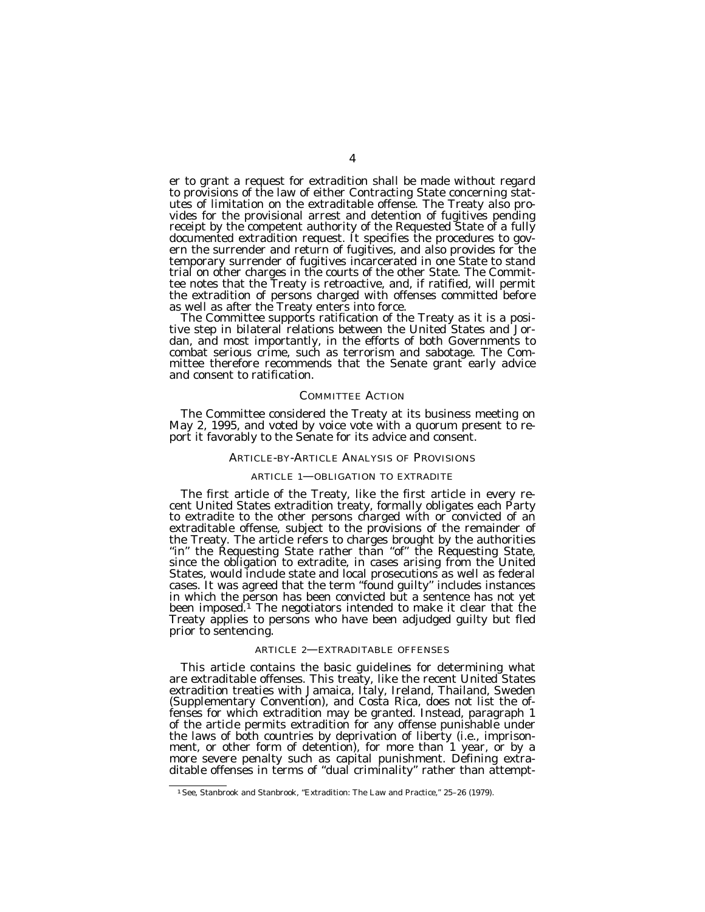er to grant a request for extradition shall be made without regard to provisions of the law of either Contracting State concerning statutes of limitation on the extraditable offense. The Treaty also provides for the provisional arrest and detention of fugitives pending receipt by the competent authority of the Requested State of a fully documented extradition request. It specifies the procedures to govern the surrender and return of fugitives, and also provides for the temporary surrender of fugitives incarcerated in one State to stand trial on other charges in the courts of the other State. The Committee notes that the Treaty is retroactive, and, if ratified, will permit the extradition of persons charged with offenses committed before as well as after the Treaty enters into force.

The Committee supports ratification of the Treaty as it is a positive step in bilateral relations between the United States and Jordan, and most importantly, in the efforts of both Governments to combat serious crime, such as terrorism and sabotage. The Committee therefore recommends that the Senate grant early advice and consent to ratification.

## COMMITTEE ACTION

The Committee considered the Treaty at its business meeting on May 2, 1995, and voted by voice vote with a quorum present to report it favorably to the Senate for its advice and consent.

## ARTICLE-BY-ARTICLE ANALYSIS OF PROVISIONS

### ARTICLE 1—OBLIGATION TO EXTRADITE

The first article of the Treaty, like the first article in every recent United States extradition treaty, formally obligates each Party to extradite to the other persons charged with or convicted of an extraditable offense, subject to the provisions of the remainder of the Treaty. The article refers to charges brought by the authorities "in" the Requesting State rather than "of" the Requesting State, since the obligation to extradite, in cases arising from the United States, would include state and local prosecutions as well as federal cases. It was agreed that the term "found guilty" includes instances in which the person has been convicted but a sentence has not yet been imposed.[1] The negotiators intended to make it clear that the Treaty applies to persons who have been adjudged guilty but fled prior to sentencing.

### ARTICLE 2—EXTRADITABLE OFFENSES

This article contains the basic guidelines for determining what are extraditable offenses. This treaty, like the recent United States extradition treaties with Jamaica, Italy, Ireland, Thailand, Sweden (Supplementary Convention), and Costa Rica, does not list the offenses for which extradition may be granted. Instead, paragraph 1 of the article permits extradition for any offense punishable under the laws of both countries by deprivation of liberty (i.e., imprisonment, or other form of detention), for more than 1 year, or by a more severe penalty such as capital punishment. Defining extraditable offenses in terms of "dual criminality" rather than attempt-

[1] See, Stanbrook and Stanbrook, "Extradition: The Law and Practice," 25–26 (1979).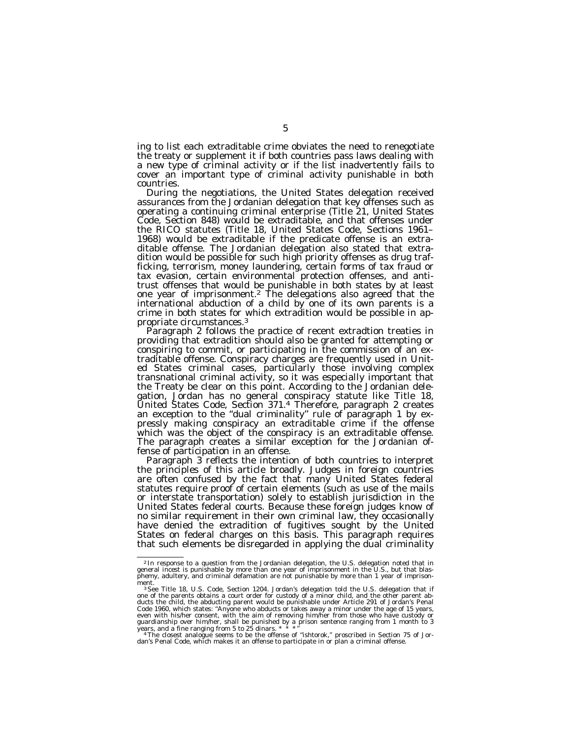ing to list each extraditable crime obviates the need to renegotiate the treaty or supplement it if both countries pass laws dealing with a new type of criminal activity or if the list inadvertently fails to cover an important type of criminal activity punishable in both countries.

During the negotiations, the United States delegation received assurances from the Jordanian delegation that key offenses such as operating a continuing criminal enterprise (Title 21, United States Code, Section 848) would be extraditable, and that offenses under the RICO statutes (Title 18, United States Code, Sections 1961–1968) would be extraditable if the predicate offense is an extraditable offense. The Jordanian delegation also stated that extradition would be possible for such high priority offenses as drug trafficking, terrorism, money laundering, certain forms of tax fraud or tax evasion, certain environmental protection offenses, and antitrust offenses that would be punishable in both states by at least one year of imprisonment.[2] The delegations also agreed that the international abduction of a child by one of its own parents is a crime in both states for which extradition would be possible in appropriate circumstances.[3]

Paragraph 2 follows the practice of recent extradtion treaties in providing that extradition should also be granted for attempting or conspiring to commit, or participating in the commission of an extraditable offense. Conspiracy charges are frequently used in United States criminal cases, particularly those involving complex transnational criminal activity, so it was especially important that the Treaty be clear on this point. According to the Jordanian delegation, Jordan has no general conspiracy statute like Title 18, United States Code, Section 371.[4] Therefore, paragraph 2 creates an exception to the "dual criminality" rule of paragraph 1 by expressly making conspiracy an extraditable crime if the offense which was the object of the conspiracy is an extraditable offense. The paragraph creates a similar exception for the Jordanian offense of participation in an offense.

Paragraph 3 reflects the intention of both countries to interpret the principles of this article broadly. Judges in foreign countries are often confused by the fact that many United States federal statutes require proof of certain elements (such as use of the mails or interstate transportation) solely to establish jurisdiction in the United States federal courts. Because these foreign judges know of no similar requirement in their own criminal law, they occasionally have denied the extradition of fugitives sought by the United States on federal charges on this basis. This paragraph requires that such elements be disregarded in applying the dual criminality

---

[2] In response to a question from the Jordanian delegation, the U.S. delegation noted that in general incest is punishable by more than one year of imprisonment in the U.S., but that blasphemy, adultery, and criminal defamation are not punishable by more than 1 year of imprisonment.

[3] See Title 18, U.S. Code, Section 1204. Jordan's delegation told the U.S. delegation that if one of the parents obtains a court order for custody of a minor child, and the other parent abducts the child, the abducting parent would be punishable under Article 291 of Jordan's Penal Code 1960, which states: "Anyone who abducts or takes away a minor under the age of 15 years, even with his/her consent, with the aim of removing him/her from those who have custody or guardianship over him/her, shall be punished by a prison sentence ranging from 1 month to 3 years, and a fine ranging from 5 to 25 dinars. * * *"

[4] The closest analogue seems to be the offense of "ishtorok," proscribed in Section 75 of Jordan's Penal Code, which makes it an offense to participate in or plan a criminal offense.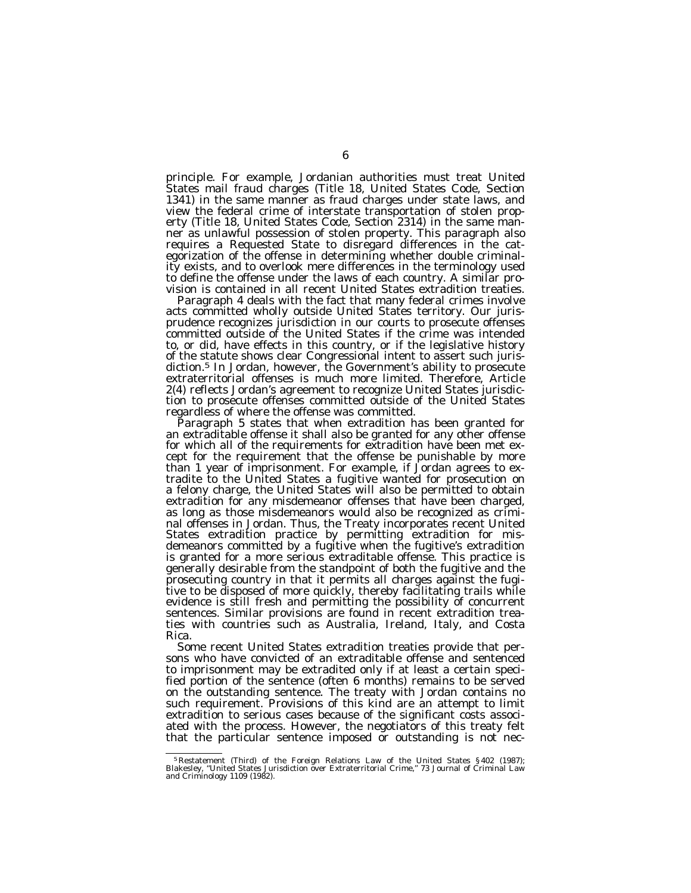principle. For example, Jordanian authorities must treat United States mail fraud charges (Title 18, United States Code, Section 1341) in the same manner as fraud charges under state laws, and view the federal crime of interstate transportation of stolen property (Title 18, United States Code, Section 2314) in the same manner as unlawful possession of stolen property. This paragraph also requires a Requested State to disregard differences in the categorization of the offense in determining whether double criminality exists, and to overlook mere differences in the terminology used to define the offense under the laws of each country. A similar provision is contained in all recent United States extradition treaties.

Paragraph 4 deals with the fact that many federal crimes involve acts committed wholly outside United States territory. Our jurisprudence recognizes jurisdiction in our courts to prosecute offenses committed outside of the United States if the crime was intended to, or did, have effects in this country, or if the legislative history of the statute shows clear Congressional intent to assert such jurisdiction.[5] In Jordan, however, the Government's ability to prosecute extraterritorial offenses is much more limited. Therefore, Article 2(4) reflects Jordan's agreement to recognize United States jurisdiction to prosecute offenses committed outside of the United States regardless of where the offense was committed.

Paragraph 5 states that when extradition has been granted for an extraditable offense it shall also be granted for any other offense for which all of the requirements for extradition have been met except for the requirement that the offense be punishable by more than 1 year of imprisonment. For example, if Jordan agrees to extradite to the United States a fugitive wanted for prosecution on a felony charge, the United States will also be permitted to obtain extradition for any misdemeanor offenses that have been charged, as long as those misdemeanors would also be recognized as criminal offenses in Jordan. Thus, the Treaty incorporates recent United States extradition practice by permitting extradition for misdemeanors committed by a fugitive when the fugitive's extradition is granted for a more serious extraditable offense. This practice is generally desirable from the standpoint of both the fugitive and the prosecuting country in that it permits all charges against the fugitive to be disposed of more quickly, thereby facilitating trails while evidence is still fresh and permitting the possibility of concurrent sentences. Similar provisions are found in recent extradition treaties with countries such as Australia, Ireland, Italy, and Costa Rica.

Some recent United States extradition treaties provide that persons who have convicted of an extraditable offense and sentenced to imprisonment may be extradited only if at least a certain specified portion of the sentence (often 6 months) remains to be served on the outstanding sentence. The treaty with Jordan contains no such requirement. Provisions of this kind are an attempt to limit extradition to serious cases because of the significant costs associated with the process. However, the negotiators of this treaty felt that the particular sentence imposed or outstanding is not nec-

[5] Restatement (Third) of the Foreign Relations Law of the United States § 402 (1987); Blakesley, "United States Jurisdiction over Extraterritorial Crime," 73 Journal of Criminal Law and Criminology 1109 (1982).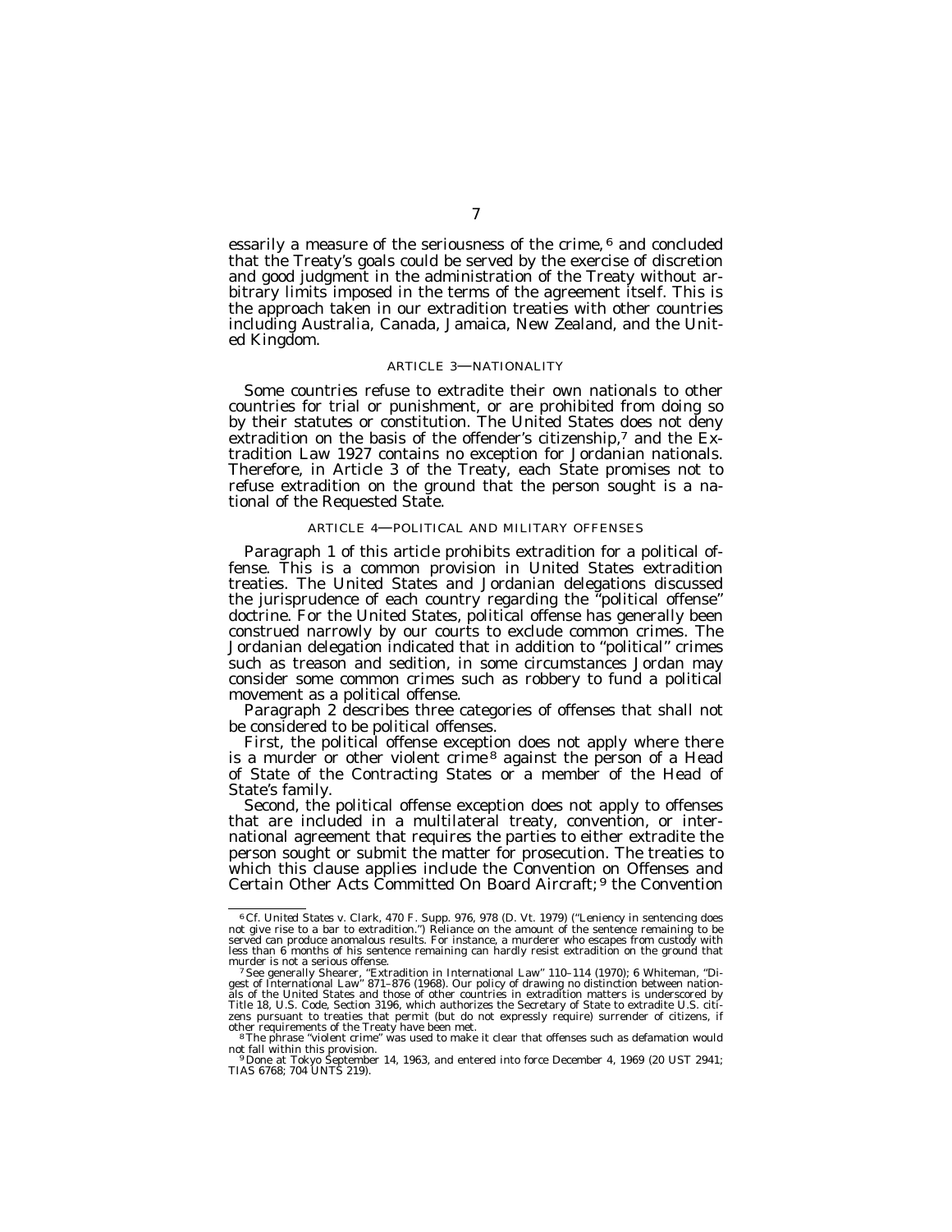essarily a measure of the seriousness of the crime,[6] and concluded that the Treaty's goals could be served by the exercise of discretion and good judgment in the administration of the Treaty without arbitrary limits imposed in the terms of the agreement itself. This is the approach taken in our extradition treaties with other countries including Australia, Canada, Jamaica, New Zealand, and the United Kingdom.

### ARTICLE 3—NATIONALITY

Some countries refuse to extradite their own nationals to other countries for trial or punishment, or are prohibited from doing so by their statutes or constitution. The United States does not deny extradition on the basis of the offender's citizenship,[7] and the Extradition Law 1927 contains no exception for Jordanian nationals. Therefore, in Article 3 of the Treaty, each State promises not to refuse extradition on the ground that the person sought is a national of the Requested State.

### ARTICLE 4—POLITICAL AND MILITARY OFFENSES

Paragraph 1 of this article prohibits extradition for a political offense. This is a common provision in United States extradition treaties. The United States and Jordanian delegations discussed the jurisprudence of each country regarding the "political offense" doctrine. For the United States, political offense has generally been construed narrowly by our courts to exclude common crimes. The Jordanian delegation indicated that in addition to "political" crimes such as treason and sedition, in some circumstances Jordan may consider some common crimes such as robbery to fund a political movement as a political offense.

Paragraph 2 describes three categories of offenses that shall not be considered to be political offenses.

First, the political offense exception does not apply where there is a murder or other violent crime[8] against the person of a Head of State of the Contracting States or a member of the Head of State's family.

Second, the political offense exception does not apply to offenses that are included in a multilateral treaty, convention, or international agreement that requires the parties to either extradite the person sought or submit the matter for prosecution. The treaties to which this clause applies include the Convention on Offenses and Certain Other Acts Committed On Board Aircraft;[9] the Convention

---

[6] Cf. *United States v. Clark*, 470 F. Supp. 976, 978 (D. Vt. 1979) ("Leniency in sentencing does not give rise to a bar to extradition.") Reliance on the amount of the sentence remaining to be served can produce anomalous results. For instance, a murderer who escapes from custody with less than 6 months of his sentence remaining can hardly resist extradition on the ground that murder is not a serious offense.

[7] See generally Shearer, "Extradition in International Law" 110–114 (1970); 6 Whiteman, "Digest of International Law" 871–876 (1968). Our policy of drawing no distinction between nationals of the United States and those of other countries in extradition matters is underscored by Title 18, U.S. Code, Section 3196, which authorizes the Secretary of State to extradite U.S. citizens pursuant to treaties that permit (but do not expressly require) surrender of citizens, if other requirements of the Treaty have been met.

[8] The phrase "violent crime" was used to make it clear that offenses such as defamation would not fall within this provision.

[9] Done at Tokyo September 14, 1963, and entered into force December 4, 1969 (20 UST 2941; TIAS 6768; 704 UNTS 219).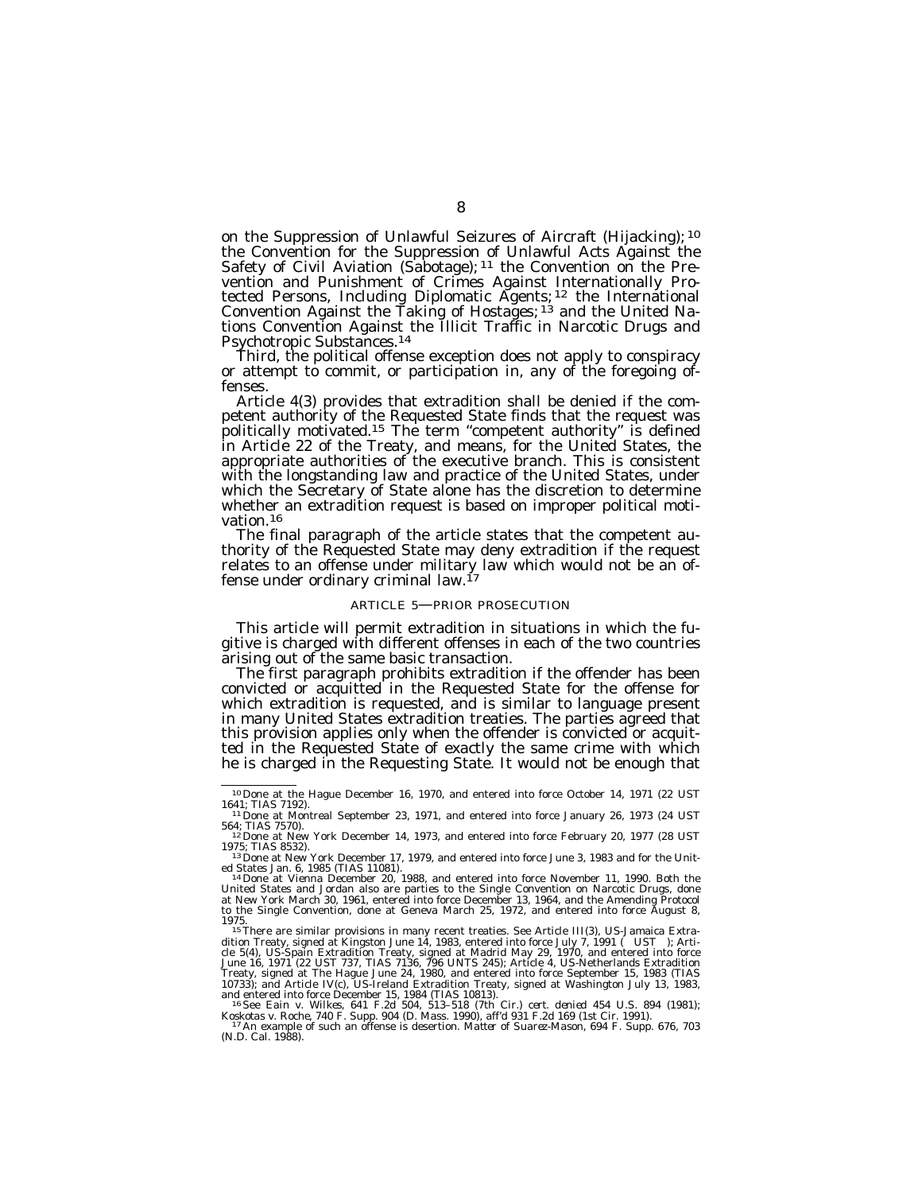on the Suppression of Unlawful Seizures of Aircraft (Hijacking);[10] the Convention for the Suppression of Unlawful Acts Against the Safety of Civil Aviation (Sabotage);[11] the Convention on the Prevention and Punishment of Crimes Against Internationally Protected Persons, Including Diplomatic Agents;[12] the International Convention Against the Taking of Hostages;[13] and the United Nations Convention Against the Illicit Traffic in Narcotic Drugs and Psychotropic Substances.[14]

Third, the political offense exception does not apply to conspiracy or attempt to commit, or participation in, any of the foregoing offenses.

Article 4(3) provides that extradition shall be denied if the competent authority of the Requested State finds that the request was politically motivated.[15] The term "competent authority" is defined in Article 22 of the Treaty, and means, for the United States, the appropriate authorities of the executive branch. This is consistent with the longstanding law and practice of the United States, under which the Secretary of State alone has the discretion to determine whether an extradition request is based on improper political motivation.[16]

The final paragraph of the article states that the competent authority of the Requested State may deny extradition if the request relates to an offense under military law which would not be an offense under ordinary criminal law.[17]

### ARTICLE 5—PRIOR PROSECUTION

This article will permit extradition in situations in which the fugitive is charged with different offenses in each of the two countries arising out of the same basic transaction.

The first paragraph prohibits extradition if the offender has been convicted or acquitted in the Requested State for the offense for which extradition is requested, and is similar to language present in many United States extradition treaties. The parties agreed that this provision applies only when the offender is convicted or acquitted in the Requested State of exactly the same crime with which he is charged in the Requesting State. It would not be enough that

---

[10] Done at the Hague December 16, 1970, and entered into force October 14, 1971 (22 UST 1641; TIAS 7192).

[11] Done at Montreal September 23, 1971, and entered into force January 26, 1973 (24 UST 564; TIAS 7570).

[12] Done at New York December 14, 1973, and entered into force February 20, 1977 (28 UST 1975; TIAS 8532).

[13] Done at New York December 17, 1979, and entered into force June 3, 1983 and for the United States Jan. 6, 1985 (TIAS 11081).

[14] Done at Vienna December 20, 1988, and entered into force November 11, 1990. Both the United States and Jordan also are parties to the Single Convention on Narcotic Drugs, done at New York March 30, 1961, entered into force December 13, 1964, and the Amending Protocol to the Single Convention, done at Geneva March 25, 1972, and entered into force August 8, 1975.

[15] There are similar provisions in many recent treaties. See Article III(3), US-Jamaica Extradition Treaty, signed at Kingston June 14, 1983, entered into force July 7, 1991 ( UST ); Article 5(4), US-Spain Extradition Treaty, signed at Madrid May 29, 1970, and entered into force June 16, 1971 (22 UST 737, TIAS 7136, 796 UNTS 245); Article 4, US-Netherlands Extradition Treaty, signed at The Hague June 24, 1980, and entered into force September 15, 1983 (TIAS 10733); and Article IV(c), US-Ireland Extradition Treaty, signed at Washington July 13, 1983, and entered into force December 15, 1984 (TIAS 10813).

[16] *See Eain v. Wilkes*, 641 F.2d 504, 513–518 (7th Cir.) *cert. denied* 454 U.S. 894 (1981); *Koskotas v. Roche*, 740 F. Supp. 904 (D. Mass. 1990), *aff'd* 931 F.2d 169 (1st Cir. 1991).

[17] An example of such an offense is desertion. *Matter of Suarez-Mason*, 694 F. Supp. 676, 703 (N.D. Cal. 1988).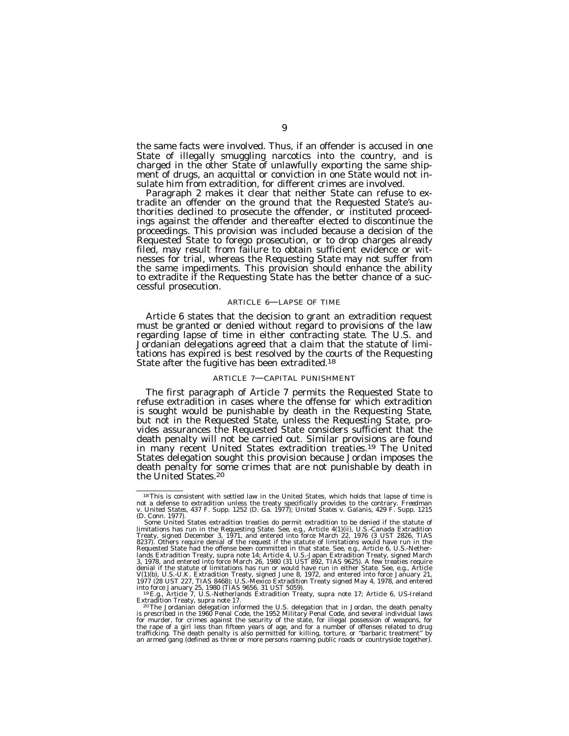the same facts were involved. Thus, if an offender is accused in one State of illegally smuggling narcotics into the country, and is charged in the other State of unlawfully exporting the same shipment of drugs, an acquittal or conviction in one State would not insulate him from extradition, for different crimes are involved.

Paragraph 2 makes it clear that neither State can refuse to extradite an offender on the ground that the Requested State's authorities declined to prosecute the offender, or instituted proceedings against the offender and thereafter elected to discontinue the proceedings. This provision was included because a decision of the Requested State to forego prosecution, or to drop charges already filed, may result from failure to obtain sufficient evidence or witnesses for trial, whereas the Requesting State may not suffer from the same impediments. This provision should enhance the ability to extradite if the Requesting State has the better chance of a successful prosecution.

### ARTICLE 6—LAPSE OF TIME

Article 6 states that the decision to grant an extradition request must be granted or denied without regard to provisions of the law regarding lapse of time in either contracting state. The U.S. and Jordanian delegations agreed that a claim that the statute of limitations has expired is best resolved by the courts of the Requesting State after the fugitive has been extradited.[18]

### ARTICLE 7—CAPITAL PUNISHMENT

The first paragraph of Article 7 permits the Requested State to refuse extradition in cases where the offense for which extradition is sought would be punishable by death in the Requesting State, but not in the Requested State, unless the Requesting State, provides assurances the Requested State considers sufficient that the death penalty will not be carried out. Similar provisions are found in many recent United States extradition treaties.[19] The United States delegation sought this provision because Jordan imposes the death penalty for some crimes that are not punishable by death in the United States.[20]

---

[18] This is consistent with settled law in the United States, which holds that lapse of time is not a defense to extradition unless the treaty specifically provides to the contrary. *Freedman v. United States*, 437 F. Supp. 1252 (D. Ga. 1977); *United States v. Galanis*, 429 F. Supp. 1215 (D. Conn. 1977).

Some United States extradition treaties do permit extradition to be denied if the statute of limitations has run in the Requesting State. See, e.g., Article 4(1)(ii), U.S.-Canada Extradition Treaty, signed December 3, 1971, and entered into force March 22, 1976 (3 UST 2826, TIAS 8237). Others require denial of the request if the statute of limitations would have run in the Requested State had the offense been committed in that state. See, e.g., Article 6, U.S.-Netherlands Extradition Treaty, supra note 14; Article 4, U.S.-Japan Extradition Treaty, signed March 3, 1978, and entered into force March 26, 1980 (31 UST 892, TIAS 9625). A few treaties require denial if the statute of limitations has run or would have run in either State. See, e.g., Article V(1)(b), U.S.-U.K. Extradition Treaty, signed June 8, 1972, and entered into force January 21, 1977 (28 UST 227, TIAS 8468); U.S.-Mexico Extradition Treaty signed May 4, 1978, and entered into force January 25, 1980 (TIAS 9656, 31 UST 5059).

[19] E.g., Article 7, U.S.-Netherlands Extradition Treaty, supra note 17; Article 6, US-Ireland Extradition Treaty, supra note 17.

[20] The Jordanian delegation informed the U.S. delegation that in Jordan, the death penalty is prescribed in the 1960 Penal Code, the 1952 Military Penal Code, and several individual laws for murder, for crimes against the security of the state, for illegal possession of weapons, for the rape of a girl less than fifteen years of age, and for a number of offenses related to drug trafficking. The death penalty is also permitted for killing, torture, or "barbaric treatment" by an armed gang (defined as three or more persons roaming public roads or countryside together).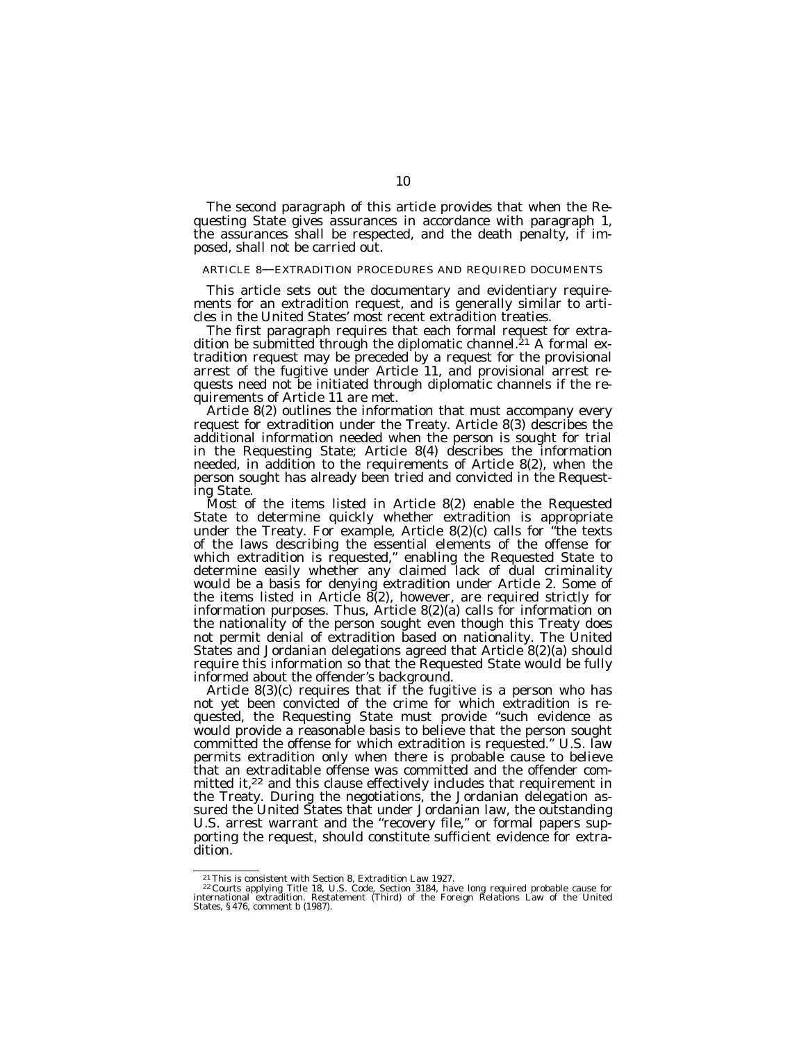The second paragraph of this article provides that when the Requesting State gives assurances in accordance with paragraph 1, the assurances shall be respected, and the death penalty, if imposed, shall not be carried out.

### ARTICLE 8—EXTRADITION PROCEDURES AND REQUIRED DOCUMENTS

This article sets out the documentary and evidentiary requirements for an extradition request, and is generally similar to articles in the United States' most recent extradition treaties.

The first paragraph requires that each formal request for extradition be submitted through the diplomatic channel.[21] A formal extradition request may be preceded by a request for the provisional arrest of the fugitive under Article 11, and provisional arrest requests need not be initiated through diplomatic channels if the requirements of Article 11 are met.

Article 8(2) outlines the information that must accompany every request for extradition under the Treaty. Article 8(3) describes the additional information needed when the person is sought for trial in the Requesting State; Article 8(4) describes the information needed, in addition to the requirements of Article 8(2), when the person sought has already been tried and convicted in the Requesting State.

Most of the items listed in Article 8(2) enable the Requested State to determine quickly whether extradition is appropriate under the Treaty. For example, Article 8(2)(c) calls for "the texts of the laws describing the essential elements of the offense for which extradition is requested," enabling the Requested State to determine easily whether any claimed lack of dual criminality would be a basis for denying extradition under Article 2. Some of the items listed in Article 8(2), however, are required strictly for information purposes. Thus, Article 8(2)(a) calls for information on the nationality of the person sought even though this Treaty does not permit denial of extradition based on nationality. The United States and Jordanian delegations agreed that Article 8(2)(a) should require this information so that the Requested State would be fully informed about the offender's background.

Article 8(3)(c) requires that if the fugitive is a person who has not yet been convicted of the crime for which extradition is requested, the Requesting State must provide "such evidence as would provide a reasonable basis to believe that the person sought committed the offense for which extradition is requested." U.S. law permits extradition only when there is probable cause to believe that an extraditable offense was committed and the offender committed it,[22] and this clause effectively includes that requirement in the Treaty. During the negotiations, the Jordanian delegation assured the United States that under Jordanian law, the outstanding U.S. arrest warrant and the "recovery file," or formal papers supporting the request, should constitute sufficient evidence for extradition.

---

[21] This is consistent with Section 8, Extradition Law 1927.

[22] Courts applying Title 18, U.S. Code, Section 3184, have long required probable cause for international extradition. Restatement (Third) of the Foreign Relations Law of the United States, § 476, comment b (1987).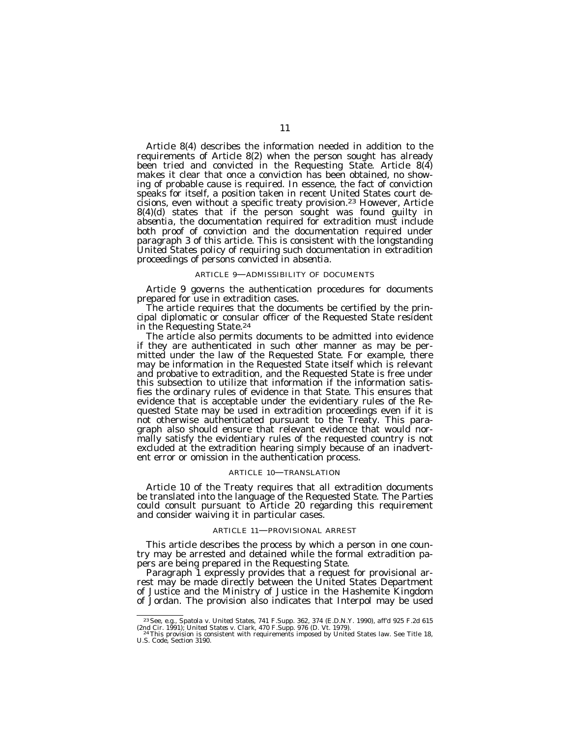Article 8(4) describes the information needed in addition to the requirements of Article 8(2) when the person sought has already been tried and convicted in the Requesting State. Article 8(4) makes it clear that once a conviction has been obtained, no showing of probable cause is required. In essence, the fact of conviction speaks for itself, a position taken in recent United States court decisions, even without a specific treaty provision.[23] However, Article 8(4)(d) states that if the person sought was found guilty *in absentia*, the documentation required for extradition must include both proof of conviction and the documentation required under paragraph 3 of this article. This is consistent with the longstanding United States policy of requiring such documentation in extradition proceedings of persons convicted *in absentia*.

## ARTICLE 9—ADMISSIBILITY OF DOCUMENTS

Article 9 governs the authentication procedures for documents prepared for use in extradition cases.

The article requires that the documents be certified by the principal diplomatic or consular officer of the Requested State resident in the Requesting State.[24]

The article also permits documents to be admitted into evidence if they are authenticated in such other manner as may be permitted under the law of the Requested State. For example, there may be information in the Requested State itself which is relevant and probative to extradition, and the Requested State is free under this subsection to utilize that information if the information satisfies the ordinary rules of evidence in that State. This ensures that evidence that is acceptable under the evidentiary rules of the Requested State may be used in extradition proceedings even if it is not otherwise authenticated pursuant to the Treaty. This paragraph also should ensure that relevant evidence that would normally satisfy the evidentiary rules of the requested country is not excluded at the extradition hearing simply because of an inadvertent error or omission in the authentication process.

## ARTICLE 10—TRANSLATION

Article 10 of the Treaty requires that all extradition documents be translated into the language of the Requested State. The Parties could consult pursuant to Article 20 regarding this requirement and consider waiving it in particular cases.

## ARTICLE 11—PROVISIONAL ARREST

This article describes the process by which a person in one country may be arrested and detained while the formal extradition papers are being prepared in the Requesting State.

Paragraph 1 expressly provides that a request for provisional arrest may be made directly between the United States Department of Justice and the Ministry of Justice in the Hashemite Kingdom of Jordan. The provision also indicates that Interpol may be used

---

[23] See, e.g., *Spatola v. United States*, 741 F.Supp. 362, 374 (E.D.N.Y. 1990), aff'd 925 F.2d 615 (2nd Cir. 1991); *United States v. Clark*, 470 F.Supp. 976 (D. Vt. 1979).

[24] This provision is consistent with requirements imposed by United States law. See Title 18, U.S. Code, Section 3190.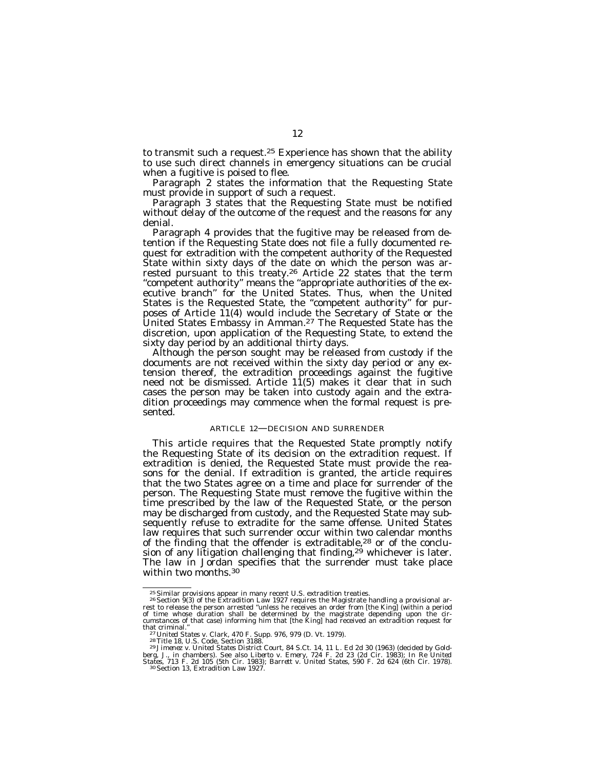to transmit such a request.[25] Experience has shown that the ability to use such direct channels in emergency situations can be crucial when a fugitive is poised to flee.

Paragraph 2 states the information that the Requesting State must provide in support of such a request.

Paragraph 3 states that the Requesting State must be notified without delay of the outcome of the request and the reasons for any denial.

Paragraph 4 provides that the fugitive may be released from detention if the Requesting State does not file a fully documented request for extradition with the competent authority of the Requested State within sixty days of the date on which the person was arrested pursuant to this treaty.[26] Article 22 states that the term "competent authority" means the "appropriate authorities of the executive branch" for the United States. Thus, when the United States is the Requested State, the "competent authority" for purposes of Article 11(4) would include the Secretary of State or the United States Embassy in Amman.[27] The Requested State has the discretion, upon application of the Requesting State, to extend the sixty day period by an additional thirty days.

Although the person sought may be released from custody if the documents are not received within the sixty day period or any extension thereof, the extradition proceedings against the fugitive need not be dismissed. Article 11(5) makes it clear that in such cases the person may be taken into custody again and the extradition proceedings may commence when the formal request is presented.

### ARTICLE 12—DECISION AND SURRENDER

This article requires that the Requested State promptly notify the Requesting State of its decision on the extradition request. If extradition is denied, the Requested State must provide the reasons for the denial. If extradition is granted, the article requires that the two States agree on a time and place for surrender of the person. The Requesting State must remove the fugitive within the time prescribed by the law of the Requested State, or the person may be discharged from custody, and the Requested State may subsequently refuse to extradite for the same offense. United States law requires that such surrender occur within two calendar months of the finding that the offender is extraditable,[28] or of the conclusion of any litigation challenging that finding,[29] whichever is later. The law in Jordan specifies that the surrender must take place within two months.[30]

---

[25] Similar provisions appear in many recent U.S. extradition treaties.

[26] Section 9(3) of the Extradition Law 1927 requires the Magistrate handling a provisional arrest to release the person arrested "unless he receives an order from [the King] (within a period of time whose duration shall be determined by the magistrate depending upon the circumstances of that case) informing him that [the King] had received an extradition request for that criminal."

[27] *United States v. Clark*, 470 F. Supp. 976, 979 (D. Vt. 1979).

[28] Title 18, U.S. Code, Section 3188.

[29] *Jimenez v. United States District Court*, 84 S.Ct. 14, 11 L. Ed 2d 30 (1963) (decided by Goldberg, J., in chambers). See also *Liberto v. Emery*, 724 F. 2d 23 (2d Cir. 1983); *In Re United States*, 713 F. 2d 105 (5th Cir. 1983); *Barrett v. United States*, 590 F. 2d 624 (6th Cir. 1978).

[30] Section 13, Extradition Law 1927.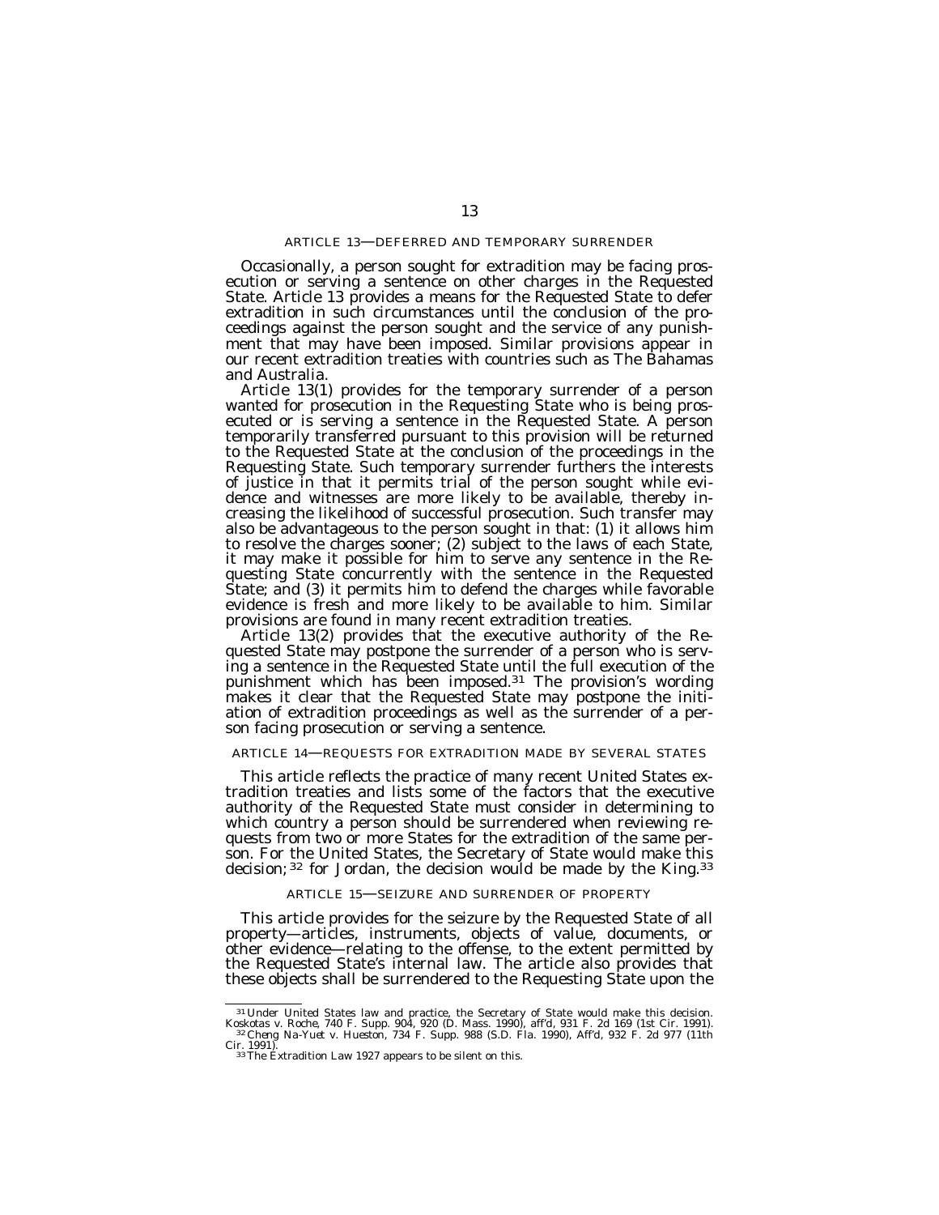### ARTICLE 13—DEFERRED AND TEMPORARY SURRENDER

Occasionally, a person sought for extradition may be facing prosecution or serving a sentence on other charges in the Requested State. Article 13 provides a means for the Requested State to defer extradition in such circumstances until the conclusion of the proceedings against the person sought and the service of any punishment that may have been imposed. Similar provisions appear in our recent extradition treaties with countries such as The Bahamas and Australia.

Article 13(1) provides for the temporary surrender of a person wanted for prosecution in the Requesting State who is being prosecuted or is serving a sentence in the Requested State. A person temporarily transferred pursuant to this provision will be returned to the Requested State at the conclusion of the proceedings in the Requesting State. Such temporary surrender furthers the interests of justice in that it permits trial of the person sought while evidence and witnesses are more likely to be available, thereby increasing the likelihood of successful prosecution. Such transfer may also be advantageous to the person sought in that: (1) it allows him to resolve the charges sooner; (2) subject to the laws of each State, it may make it possible for him to serve any sentence in the Requesting State concurrently with the sentence in the Requested State; and (3) it permits him to defend the charges while favorable evidence is fresh and more likely to be available to him. Similar provisions are found in many recent extradition treaties.

Article 13(2) provides that the executive authority of the Requested State may postpone the surrender of a person who is serving a sentence in the Requested State until the full execution of the punishment which has been imposed.[31] The provision's wording makes it clear that the Requested State may postpone the initiation of extradition proceedings as well as the surrender of a person facing prosecution or serving a sentence.

### ARTICLE 14—REQUESTS FOR EXTRADITION MADE BY SEVERAL STATES

This article reflects the practice of many recent United States extradition treaties and lists some of the factors that the executive authority of the Requested State must consider in determining to which country a person should be surrendered when reviewing requests from two or more States for the extradition of the same person. For the United States, the Secretary of State would make this decision;[32] for Jordan, the decision would be made by the King.[33]

### ARTICLE 15—SEIZURE AND SURRENDER OF PROPERTY

This article provides for the seizure by the Requested State of all property—articles, instruments, objects of value, documents, or other evidence—relating to the offense, to the extent permitted by the Requested State's internal law. The article also provides that these objects shall be surrendered to the Requesting State upon the

---

[31] Under United States law and practice, the Secretary of State would make this decision. *Koskotas v. Roche*, 740 F. Supp. 904, 920 (D. Mass. 1990), aff'd, 931 F. 2d 169 (1st Cir. 1991).

[32] *Cheng Na-Yuet v. Hueston*, 734 F. Supp. 988 (S.D. Fla. 1990), Aff'd, 932 F. 2d 977 (11th Cir. 1991).

[33] The Extradition Law 1927 appears to be silent on this.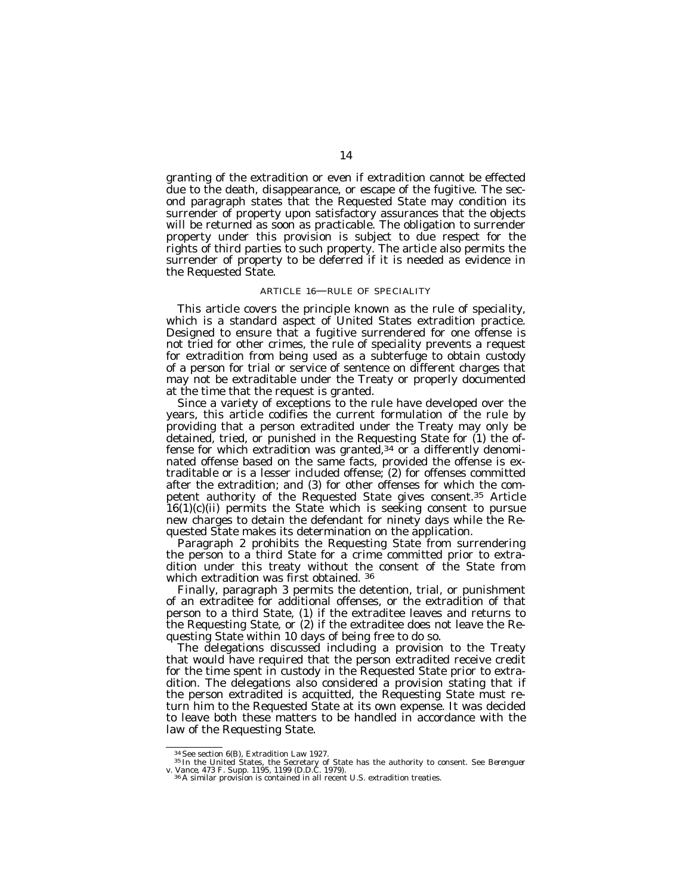granting of the extradition or even if extradition cannot be effected due to the death, disappearance, or escape of the fugitive. The second paragraph states that the Requested State may condition its surrender of property upon satisfactory assurances that the objects will be returned as soon as practicable. The obligation to surrender property under this provision is subject to due respect for the rights of third parties to such property. The article also permits the surrender of property to be deferred if it is needed as evidence in the Requested State.

### ARTICLE 16—RULE OF SPECIALITY

This article covers the principle known as the rule of speciality, which is a standard aspect of United States extradition practice. Designed to ensure that a fugitive surrendered for one offense is not tried for other crimes, the rule of speciality prevents a request for extradition from being used as a subterfuge to obtain custody of a person for trial or service of sentence on different charges that may not be extraditable under the Treaty or properly documented at the time that the request is granted.

Since a variety of exceptions to the rule have developed over the years, this article codifies the current formulation of the rule by providing that a person extradited under the Treaty may only be detained, tried, or punished in the Requesting State for (1) the offense for which extradition was granted,[34] or a differently denominated offense based on the same facts, provided the offense is extraditable or is a lesser included offense; (2) for offenses committed after the extradition; and (3) for other offenses for which the competent authority of the Requested State gives consent.[35] Article 16(1)(c)(ii) permits the State which is seeking consent to pursue new charges to detain the defendant for ninety days while the Requested State makes its determination on the application.

Paragraph 2 prohibits the Requesting State from surrendering the person to a third State for a crime committed prior to extradition under this treaty without the consent of the State from which extradition was first obtained. [36]

Finally, paragraph 3 permits the detention, trial, or punishment of an extraditee for additional offenses, or the extradition of that person to a third State, (1) if the extraditee leaves and returns to the Requesting State, or (2) if the extraditee does not leave the Requesting State within 10 days of being free to do so.

The delegations discussed including a provision to the Treaty that would have required that the person extradited receive credit for the time spent in custody in the Requested State prior to extradition. The delegations also considered a provision stating that if the person extradited is acquitted, the Requesting State must return him to the Requested State at its own expense. It was decided to leave both these matters to be handled in accordance with the law of the Requesting State.

---

[34] See section 6(B), Extradition Law 1927.

[35] In the United States, the Secretary of State has the authority to consent. See *Berenguer v. Vance*, 473 F. Supp. 1195, 1199 (D.D.C. 1979).

[36] A similar provision is contained in all recent U.S. extradition treaties.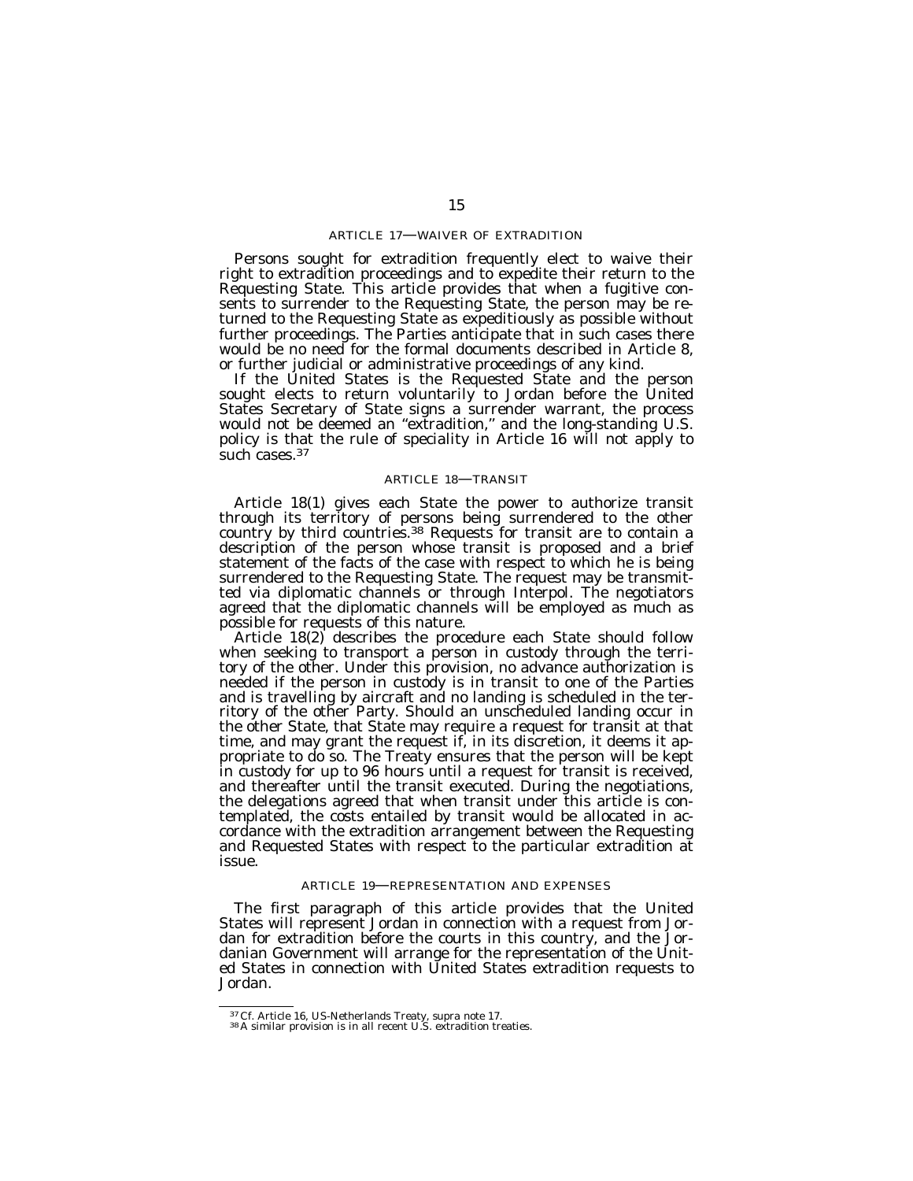### ARTICLE 17—WAIVER OF EXTRADITION

Persons sought for extradition frequently elect to waive their right to extradition proceedings and to expedite their return to the Requesting State. This article provides that when a fugitive consents to surrender to the Requesting State, the person may be returned to the Requesting State as expeditiously as possible without further proceedings. The Parties anticipate that in such cases there would be no need for the formal documents described in Article 8, or further judicial or administrative proceedings of any kind.

If the United States is the Requested State and the person sought elects to return voluntarily to Jordan before the United States Secretary of State signs a surrender warrant, the process would not be deemed an "extradition," and the long-standing U.S. policy is that the rule of speciality in Article 16 will not apply to such cases.[37]

### ARTICLE 18—TRANSIT

Article 18(1) gives each State the power to authorize transit through its territory of persons being surrendered to the other country by third countries.[38] Requests for transit are to contain a description of the person whose transit is proposed and a brief statement of the facts of the case with respect to which he is being surrendered to the Requesting State. The request may be transmitted via diplomatic channels or through Interpol. The negotiators agreed that the diplomatic channels will be employed as much as possible for requests of this nature.

Article 18(2) describes the procedure each State should follow when seeking to transport a person in custody through the territory of the other. Under this provision, no advance authorization is needed if the person in custody is in transit to one of the Parties and is travelling by aircraft and no landing is scheduled in the territory of the other Party. Should an unscheduled landing occur in the other State, that State may require a request for transit at that time, and may grant the request if, in its discretion, it deems it appropriate to do so. The Treaty ensures that the person will be kept in custody for up to 96 hours until a request for transit is received, and thereafter until the transit executed. During the negotiations, the delegations agreed that when transit under this article is contemplated, the costs entailed by transit would be allocated in accordance with the extradition arrangement between the Requesting and Requested States with respect to the particular extradition at issue.

### ARTICLE 19—REPRESENTATION AND EXPENSES

The first paragraph of this article provides that the United States will represent Jordan in connection with a request from Jordan for extradition before the courts in this country, and the Jordanian Government will arrange for the representation of the United States in connection with United States extradition requests to Jordan.

---

[37] Cf. Article 16, US-Netherlands Treaty, supra note 17.

[38] A similar provision is in all recent U.S. extradition treaties.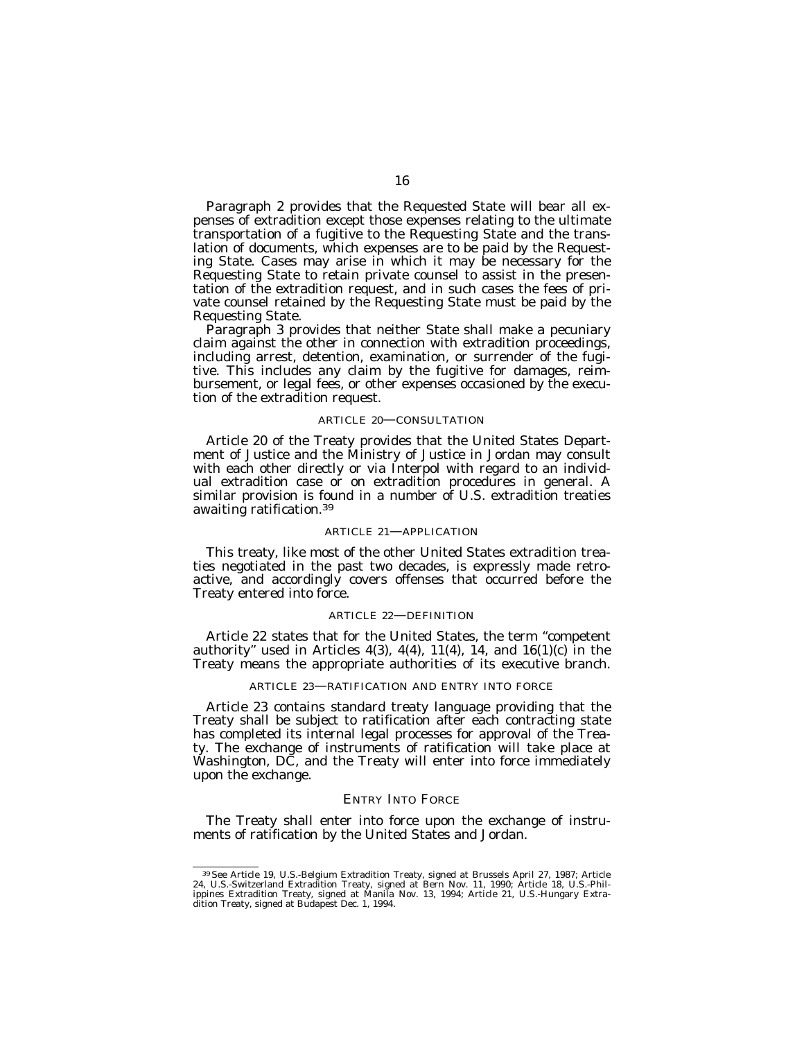Paragraph 2 provides that the Requested State will bear all expenses of extradition except those expenses relating to the ultimate transportation of a fugitive to the Requesting State and the translation of documents, which expenses are to be paid by the Requesting State. Cases may arise in which it may be necessary for the Requesting State to retain private counsel to assist in the presentation of the extradition request, and in such cases the fees of private counsel retained by the Requesting State must be paid by the Requesting State.

Paragraph 3 provides that neither State shall make a pecuniary claim against the other in connection with extradition proceedings, including arrest, detention, examination, or surrender of the fugitive. This includes any claim by the fugitive for damages, reimbursement, or legal fees, or other expenses occasioned by the execution of the extradition request.

### ARTICLE 20—CONSULTATION

Article 20 of the Treaty provides that the United States Department of Justice and the Ministry of Justice in Jordan may consult with each other directly or via Interpol with regard to an individual extradition case or on extradition procedures in general. A similar provision is found in a number of U.S. extradition treaties awaiting ratification.[39]

### ARTICLE 21—APPLICATION

This treaty, like most of the other United States extradition treaties negotiated in the past two decades, is expressly made retroactive, and accordingly covers offenses that occurred before the Treaty entered into force.

### ARTICLE 22—DEFINITION

Article 22 states that for the United States, the term "competent authority" used in Articles 4(3), 4(4), 11(4), 14, and 16(1)(c) in the Treaty means the appropriate authorities of its executive branch.

### ARTICLE 23—RATIFICATION AND ENTRY INTO FORCE

Article 23 contains standard treaty language providing that the Treaty shall be subject to ratification after each contracting state has completed its internal legal processes for approval of the Treaty. The exchange of instruments of ratification will take place at Washington, DC, and the Treaty will enter into force immediately upon the exchange.

## ENTRY INTO FORCE

The Treaty shall enter into force upon the exchange of instruments of ratification by the United States and Jordan.

---

[39] See Article 19, U.S.-Belgium Extradition Treaty, signed at Brussels April 27, 1987; Article 24, U.S.-Switzerland Extradition Treaty, signed at Bern Nov. 11, 1990; Article 18, U.S.-Philippines Extradition Treaty, signed at Manila Nov. 13, 1994; Article 21, U.S.-Hungary Extradition Treaty, signed at Budapest Dec. 1, 1994.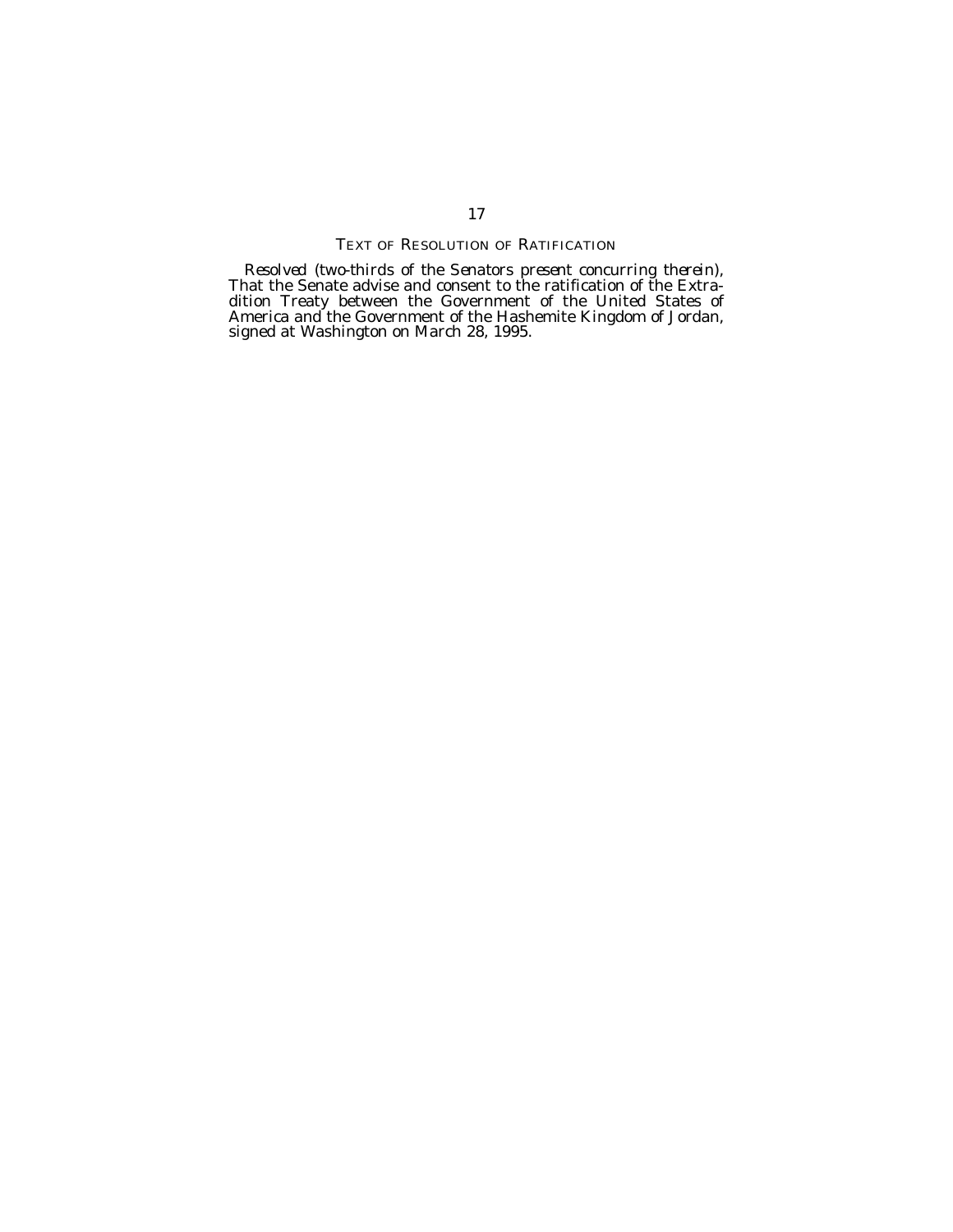## TEXT OF RESOLUTION OF RATIFICATION

*Resolved (two-thirds of the Senators present concurring therein)*, That the Senate advise and consent to the ratification of the Extradition Treaty between the Government of the United States of America and the Government of the Hashemite Kingdom of Jordan, signed at Washington on March 28, 1995.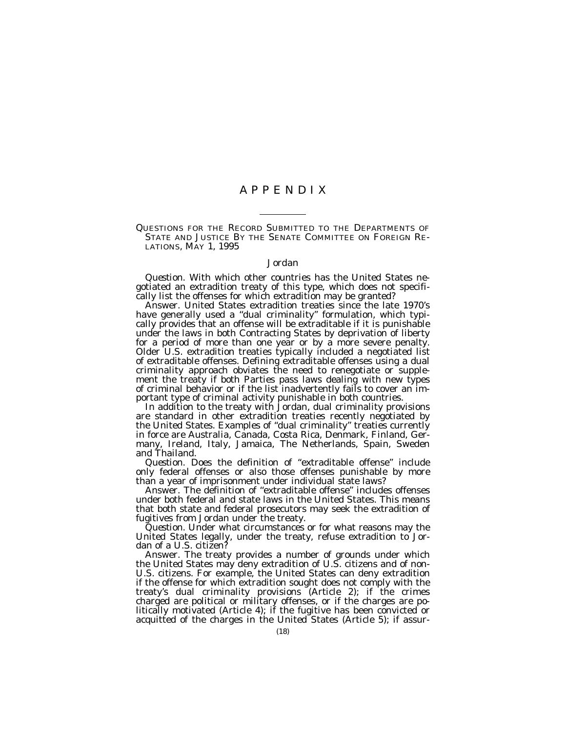# APPENDIX

---

QUESTIONS FOR THE RECORD SUBMITTED TO THE DEPARTMENTS OF STATE AND JUSTICE BY THE SENATE COMMITTEE ON FOREIGN RELATIONS, MAY 1, 1995

## Jordan

*Question.* With which other countries has the United States negotiated an extradition treaty of this type, which does not specifically list the offenses for which extradition may be granted?

*Answer.* United States extradition treaties since the late 1970's have generally used a "dual criminality" formulation, which typically provides that an offense will be extraditable if it is punishable under the laws in both Contracting States by deprivation of liberty for a period of more than one year or by a more severe penalty. Older U.S. extradition treaties typically included a negotiated list of extraditable offenses. Defining extraditable offenses using a dual criminality approach obviates the need to renegotiate or supplement the treaty if both Parties pass laws dealing with new types of criminal behavior or if the list inadvertently fails to cover an important type of criminal activity punishable in both countries.

In addition to the treaty with Jordan, dual criminality provisions are standard in other extradition treaties recently negotiated by the United States. Examples of "dual criminality" treaties currently in force are Australia, Canada, Costa Rica, Denmark, Finland, Germany, Ireland, Italy, Jamaica, The Netherlands, Spain, Sweden and Thailand.

*Question.* Does the definition of "extraditable offense" include only federal offenses or also those offenses punishable by more than a year of imprisonment under individual state laws?

*Answer.* The definition of "extraditable offense" includes offenses under both federal and state laws in the United States. This means that both state and federal prosecutors may seek the extradition of fugitives from Jordan under the treaty.

*Question.* Under what circumstances or for what reasons may the United States legally, under the treaty, refuse extradition to Jordan of a U.S. citizen?

*Answer.* The treaty provides a number of grounds under which the United States may deny extradition of U.S. citizens and of non-U.S. citizens. For example, the United States can deny extradition if the offense for which extradition sought does not comply with the treaty's dual criminality provisions (Article 2); if the crimes charged are political or military offenses, or if the charges are politically motivated (Article 4); if the fugitive has been convicted or acquitted of the charges in the United States (Article 5); if assur-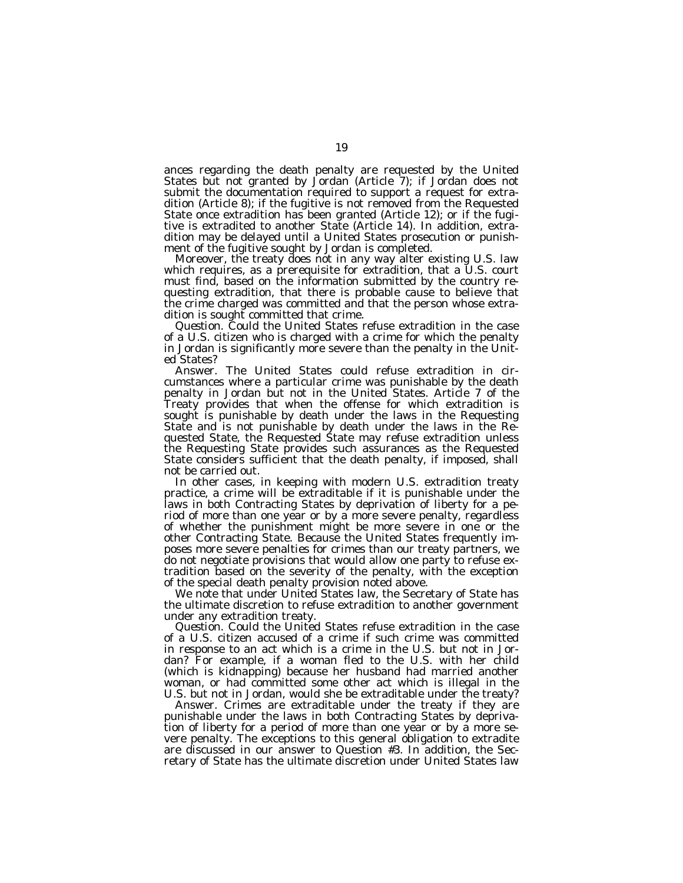ances regarding the death penalty are requested by the United States but not granted by Jordan (Article 7); if Jordan does not submit the documentation required to support a request for extradition (Article 8); if the fugitive is not removed from the Requested State once extradition has been granted (Article 12); or if the fugitive is extradited to another State (Article 14). In addition, extradition may be delayed until a United States prosecution or punishment of the fugitive sought by Jordan is completed.

Moreover, the treaty does not in any way alter existing U.S. law which requires, as a prerequisite for extradition, that a U.S. court must find, based on the information submitted by the country requesting extradition, that there is probable cause to believe that the crime charged was committed and that the person whose extradition is sought committed that crime.

*Question.* Could the United States refuse extradition in the case of a U.S. citizen who is charged with a crime for which the penalty in Jordan is significantly more severe than the penalty in the United States?

*Answer.* The United States could refuse extradition in circumstances where a particular crime was punishable by the death penalty in Jordan but not in the United States. Article 7 of the Treaty provides that when the offense for which extradition is sought is punishable by death under the laws in the Requesting State and is not punishable by death under the laws in the Requested State, the Requested State may refuse extradition unless the Requesting State provides such assurances as the Requested State considers sufficient that the death penalty, if imposed, shall not be carried out.

In other cases, in keeping with modern U.S. extradition treaty practice, a crime will be extraditable if it is punishable under the laws in both Contracting States by deprivation of liberty for a period of more than one year or by a more severe penalty, regardless of whether the punishment might be more severe in one or the other Contracting State. Because the United States frequently imposes more severe penalties for crimes than our treaty partners, we do not negotiate provisions that would allow one party to refuse extradition based on the severity of the penalty, with the exception of the special death penalty provision noted above.

We note that under United States law, the Secretary of State has the ultimate discretion to refuse extradition to another government under any extradition treaty.

*Question.* Could the United States refuse extradition in the case of a U.S. citizen accused of a crime if such crime was committed in response to an act which is a crime in the U.S. but not in Jordan? For example, if a woman fled to the U.S. with her child (which is kidnapping) because her husband had married another woman, or had committed some other act which is illegal in the U.S. but not in Jordan, would she be extraditable under the treaty?

*Answer.* Crimes are extraditable under the treaty if they are punishable under the laws in both Contracting States by deprivation of liberty for a period of more than one year or by a more severe penalty. The exceptions to this general obligation to extradite are discussed in our answer to Question #3. In addition, the Secretary of State has the ultimate discretion under United States law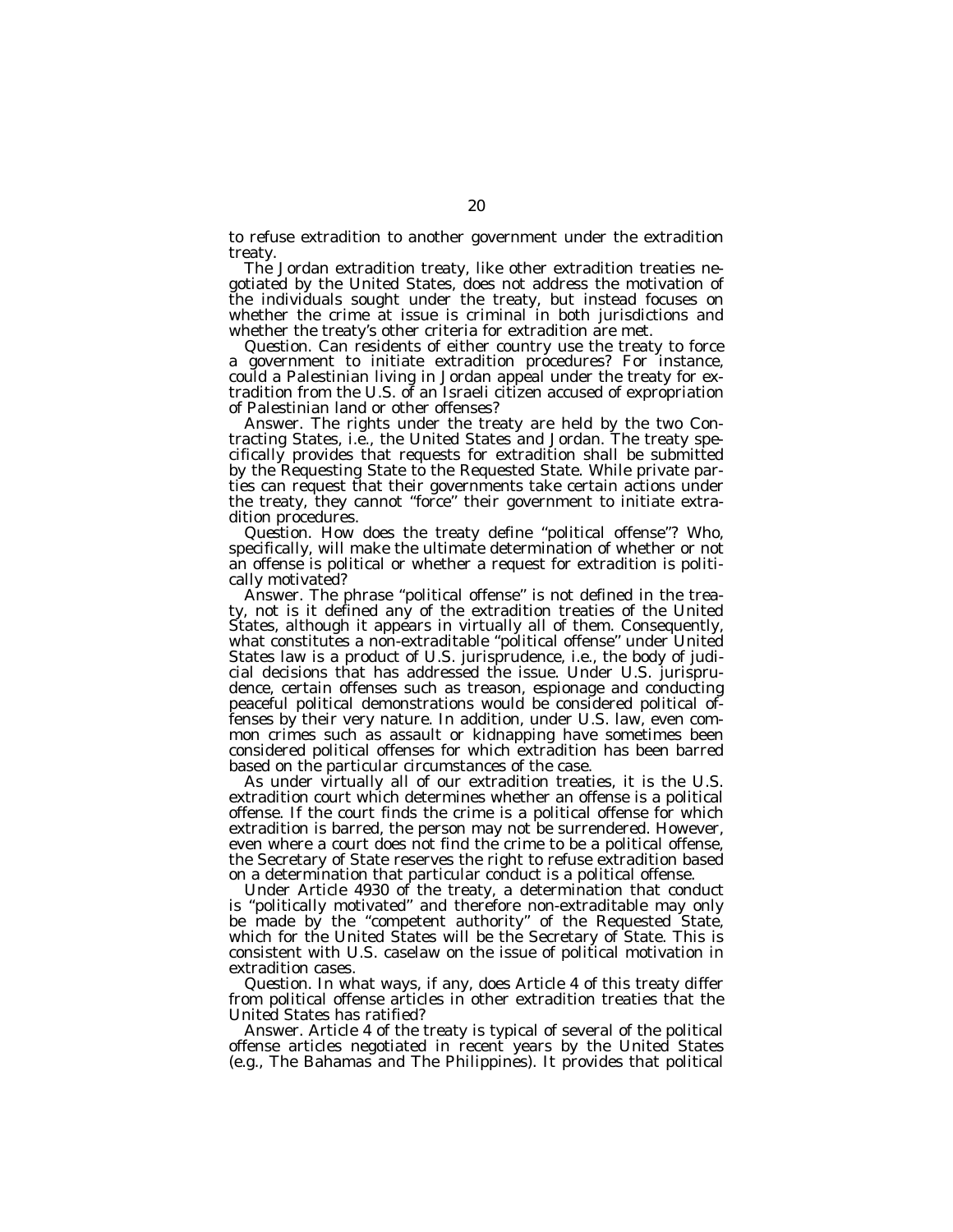to refuse extradition to another government under the extradition treaty.

The Jordan extradition treaty, like other extradition treaties negotiated by the United States, does not address the motivation of the individuals sought under the treaty, but instead focuses on whether the crime at issue is criminal in both jurisdictions and whether the treaty's other criteria for extradition are met.

*Question.* Can residents of either country use the treaty to force a government to initiate extradition procedures? For instance, could a Palestinian living in Jordan appeal under the treaty for extradition from the U.S. of an Israeli citizen accused of expropriation of Palestinian land or other offenses?

*Answer.* The rights under the treaty are held by the two Contracting States, i.e., the United States and Jordan. The treaty specifically provides that requests for extradition shall be submitted by the Requesting State to the Requested State. While private parties can request that their governments take certain actions under the treaty, they cannot "force" their government to initiate extradition procedures.

*Question.* How does the treaty define "political offense"? Who, specifically, will make the ultimate determination of whether or not an offense is political or whether a request for extradition is politically motivated?

*Answer.* The phrase "political offense" is not defined in the treaty, not is it defined any of the extradition treaties of the United States, although it appears in virtually all of them. Consequently, what constitutes a non-extraditable "political offense" under United States law is a product of U.S. jurisprudence, i.e., the body of judicial decisions that has addressed the issue. Under U.S. jurisprudence, certain offenses such as treason, espionage and conducting peaceful political demonstrations would be considered political offenses by their very nature. In addition, under U.S. law, even common crimes such as assault or kidnapping have sometimes been considered political offenses for which extradition has been barred based on the particular circumstances of the case.

As under virtually all of our extradition treaties, it is the U.S. extradition court which determines whether an offense is a political offense. If the court finds the crime is a political offense for which extradition is barred, the person may not be surrendered. However, even where a court does not find the crime to be a political offense, the Secretary of State reserves the right to refuse extradition based on a determination that particular conduct is a political offense.

Under Article 4930 of the treaty, a determination that conduct is "politically motivated" and therefore non-extraditable may only be made by the "competent authority" of the Requested State, which for the United States will be the Secretary of State. This is consistent with U.S. caselaw on the issue of political motivation in extradition cases.

*Question.* In what ways, if any, does Article 4 of this treaty differ from political offense articles in other extradition treaties that the United States has ratified?

*Answer.* Article 4 of the treaty is typical of several of the political offense articles negotiated in recent years by the United States (e.g., The Bahamas and The Philippines). It provides that political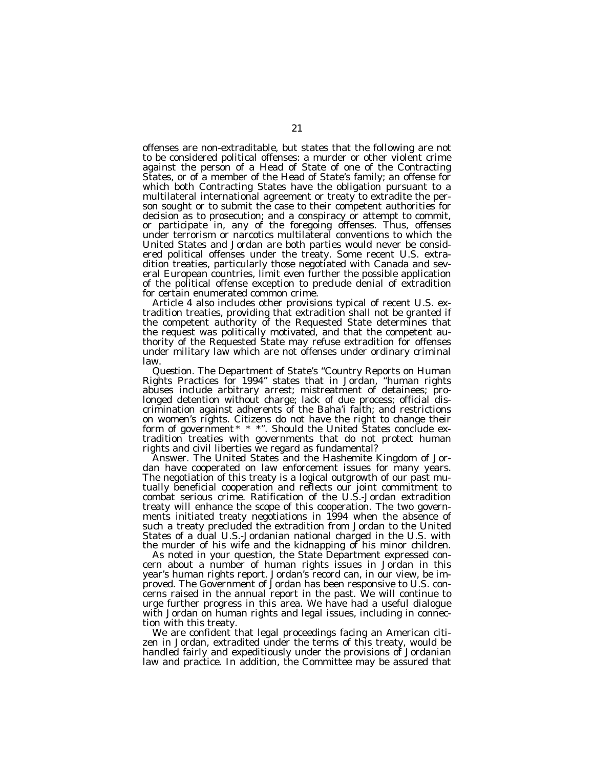offenses are non-extraditable, but states that the following are not to be considered political offenses: a murder or other violent crime against the person of a Head of State of one of the Contracting States, or of a member of the Head of State's family; an offense for which both Contracting States have the obligation pursuant to a multilateral international agreement or treaty to extradite the person sought or to submit the case to their competent authorities for decision as to prosecution; and a conspiracy or attempt to commit, or participate in, any of the foregoing offenses. Thus, offenses under terrorism or narcotics multilateral conventions to which the United States and Jordan are both parties would never be considered political offenses under the treaty. Some recent U.S. extradition treaties, particularly those negotiated with Canada and several European countries, limit even further the possible application of the political offense exception to preclude denial of extradition for certain enumerated common crime.

Article 4 also includes other provisions typical of recent U.S. extradition treaties, providing that extradition shall not be granted if the competent authority of the Requested State determines that the request was politically motivated, and that the competent authority of the Requested State may refuse extradition for offenses under military law which are not offenses under ordinary criminal law.

Question. The Department of State's "Country Reports on Human Rights Practices for 1994" states that in Jordan, "human rights abuses include arbitrary arrest; mistreatment of detainees; prolonged detention without charge; lack of due process; official discrimination against adherents of the Baha'i faith; and restrictions on women's rights. Citizens do not have the right to change their form of government * * *". Should the United States conclude extradition treaties with governments that do not protect human rights and civil liberties we regard as fundamental?

Answer. The United States and the Hashemite Kingdom of Jordan have cooperated on law enforcement issues for many years. The negotiation of this treaty is a logical outgrowth of our past mutually beneficial cooperation and reflects our joint commitment to combat serious crime. Ratification of the U.S.-Jordan extradition treaty will enhance the scope of this cooperation. The two governments initiated treaty negotiations in 1994 when the absence of such a treaty precluded the extradition from Jordan to the United States of a dual U.S.-Jordanian national charged in the U.S. with the murder of his wife and the kidnapping of his minor children.

As noted in your question, the State Department expressed concern about a number of human rights issues in Jordan in this year's human rights report. Jordan's record can, in our view, be improved. The Government of Jordan has been responsive to U.S. concerns raised in the annual report in the past. We will continue to urge further progress in this area. We have had a useful dialogue with Jordan on human rights and legal issues, including in connection with this treaty.

We are confident that legal proceedings facing an American citizen in Jordan, extradited under the terms of this treaty, would be handled fairly and expeditiously under the provisions of Jordanian law and practice. In addition, the Committee may be assured that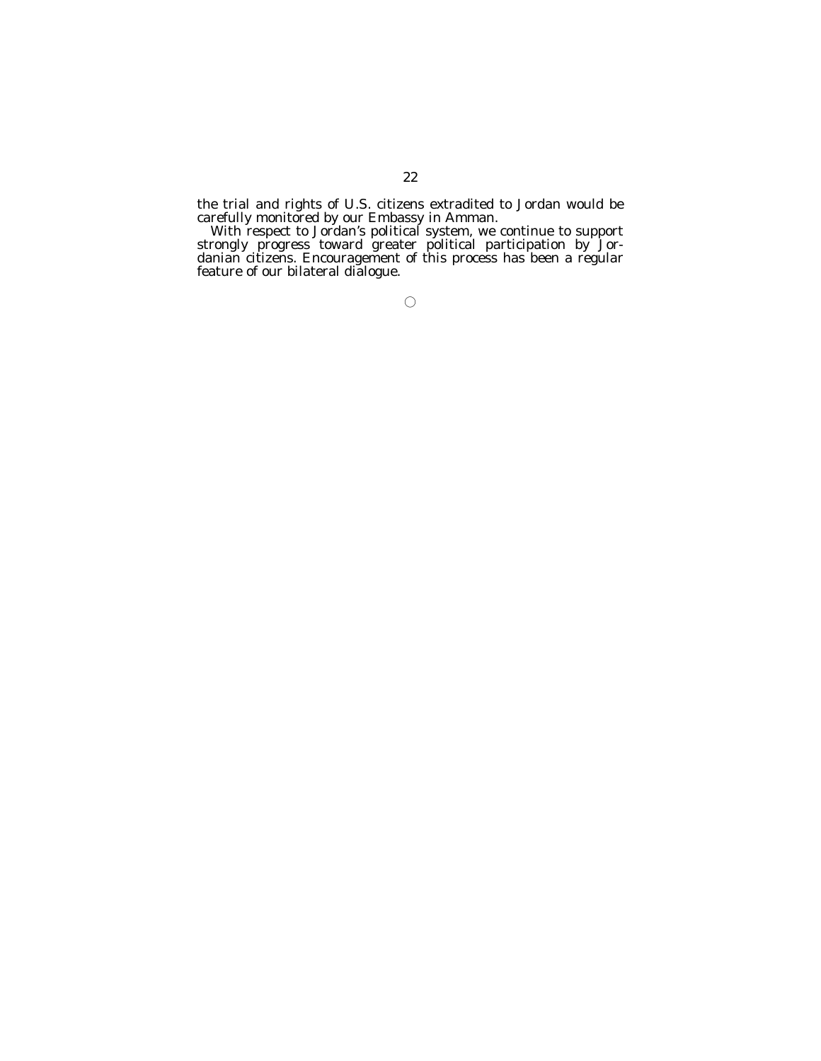the trial and rights of U.S. citizens extradited to Jordan would be carefully monitored by our Embassy in Amman.

With respect to Jordan's political system, we continue to support strongly progress toward greater political participation by Jordanian citizens. Encouragement of this process has been a regular feature of our bilateral dialogue.